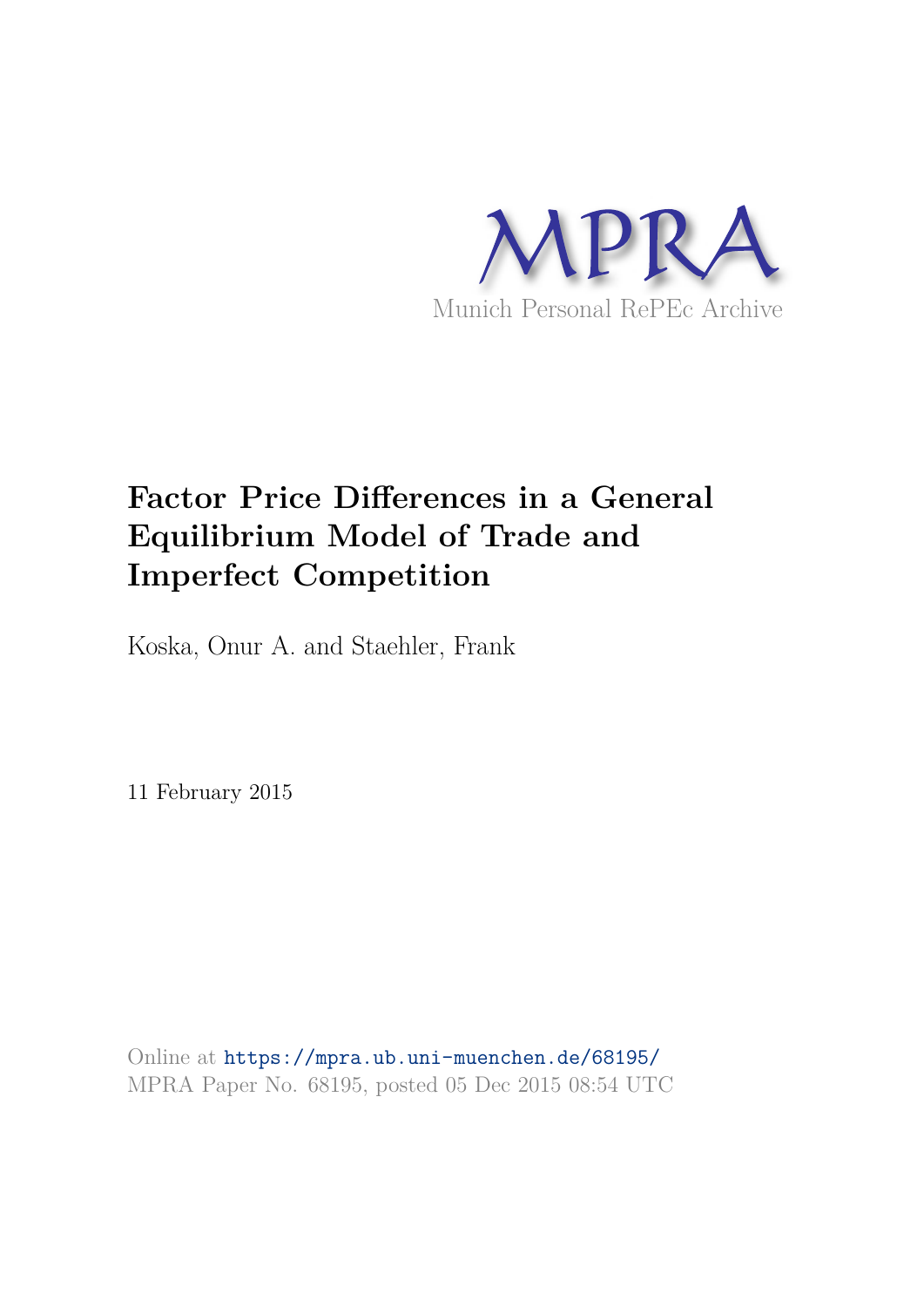MPRA

Munich Personal RePEc Archive

# Factor Price Differences in a General Equilibrium Model of Trade and Imperfect Competition

Koska, Onur A. and Staehler, Frank

11 February 2015

Online at https://mpra.ub.uni-muenchen.de/68195/
MPRA Paper No. 68195, posted 05 Dec 2015 08:54 UTC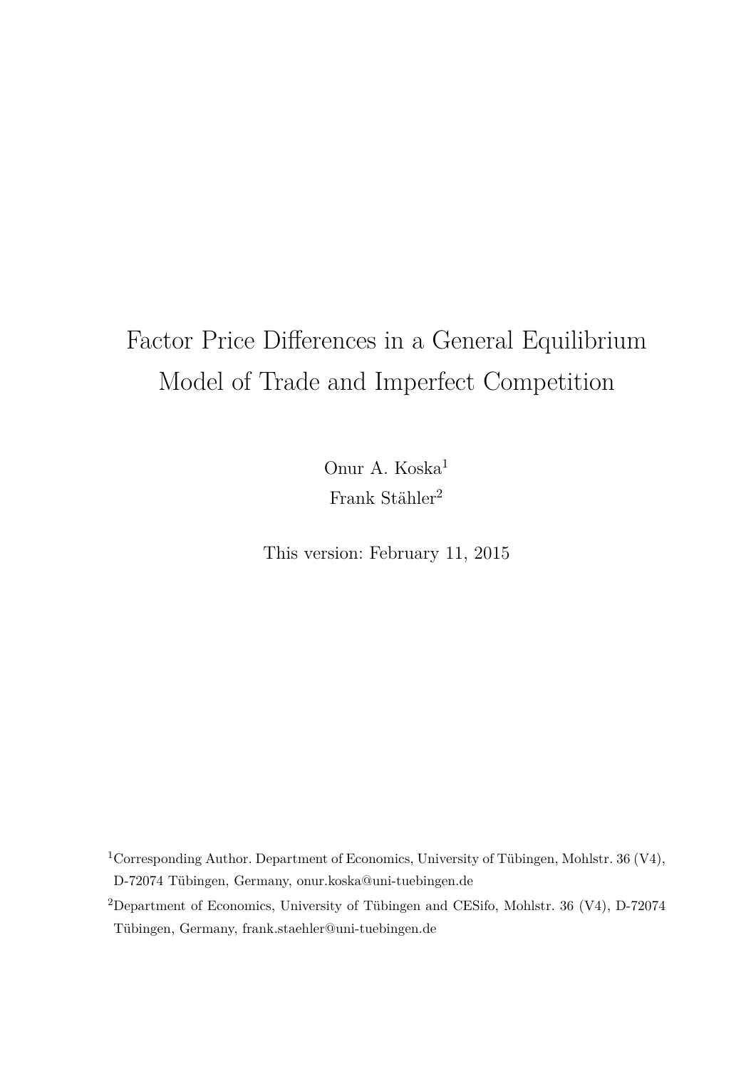# Factor Price Differences in a General Equilibrium Model of Trade and Imperfect Competition

Onur A. Koska[1]

Frank Stähler[2]

This version: February 11, 2015

[1]Corresponding Author. Department of Economics, University of Tübingen, Mohlstr. 36 (V4), D-72074 Tübingen, Germany, onur.koska@uni-tuebingen.de

[2]Department of Economics, University of Tübingen and CESifo, Mohlstr. 36 (V4), D-72074 Tübingen, Germany, frank.staehler@uni-tuebingen.de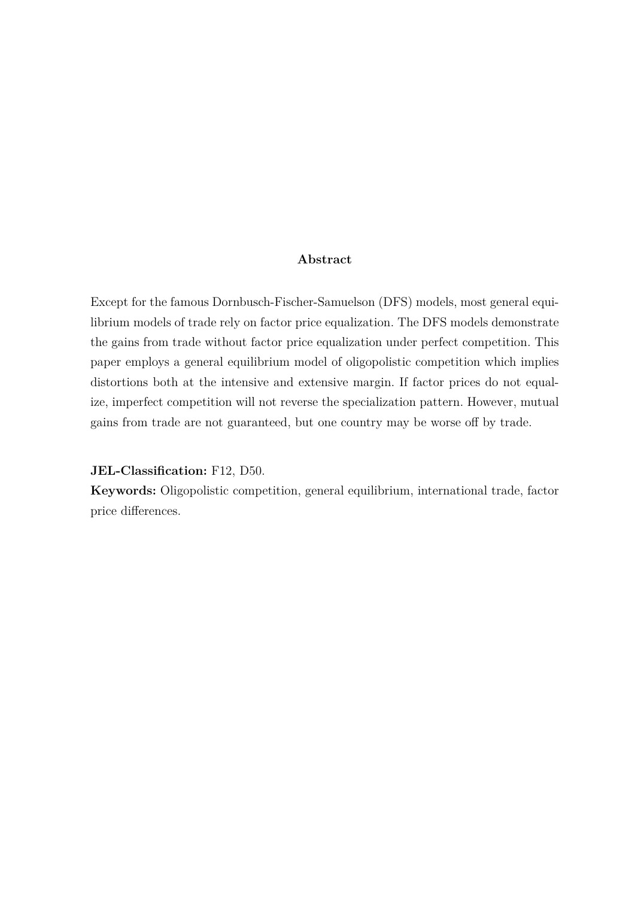## Abstract

Except for the famous Dornbusch-Fischer-Samuelson (DFS) models, most general equilibrium models of trade rely on factor price equalization. The DFS models demonstrate the gains from trade without factor price equalization under perfect competition. This paper employs a general equilibrium model of oligopolistic competition which implies distortions both at the intensive and extensive margin. If factor prices do not equalize, imperfect competition will not reverse the specialization pattern. However, mutual gains from trade are not guaranteed, but one country may be worse off by trade.

**JEL-Classification:** F12, D50.

**Keywords:** Oligopolistic competition, general equilibrium, international trade, factor price differences.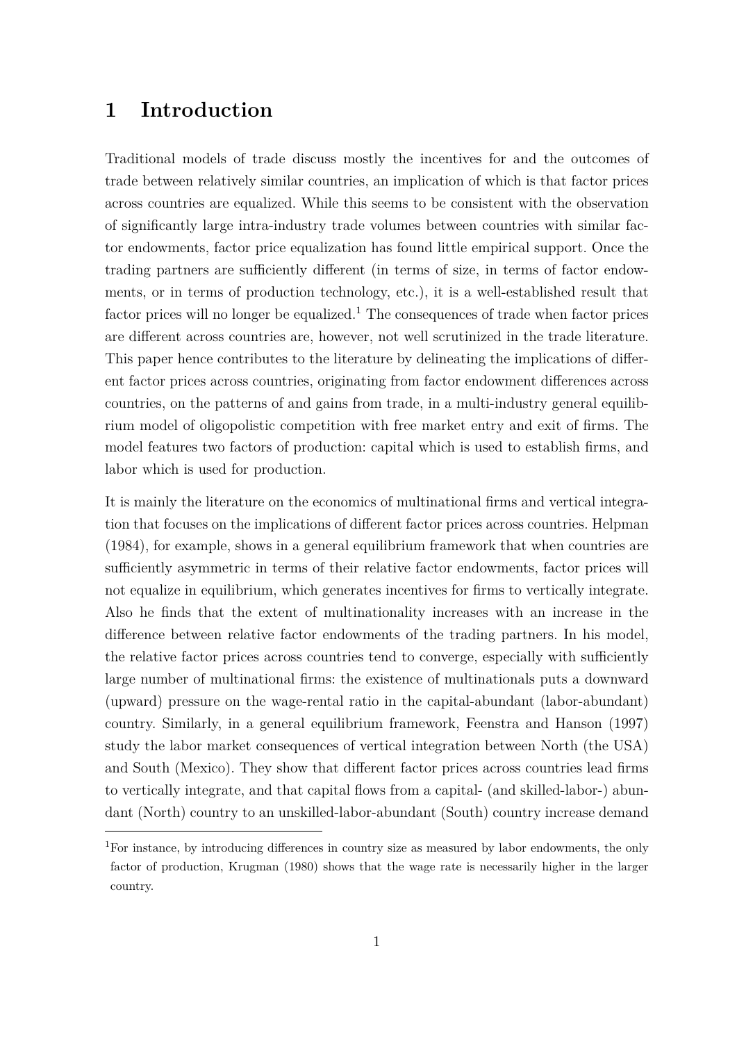# 1 Introduction

Traditional models of trade discuss mostly the incentives for and the outcomes of trade between relatively similar countries, an implication of which is that factor prices across countries are equalized. While this seems to be consistent with the observation of significantly large intra-industry trade volumes between countries with similar factor endowments, factor price equalization has found little empirical support. Once the trading partners are sufficiently different (in terms of size, in terms of factor endowments, or in terms of production technology, etc.), it is a well-established result that factor prices will no longer be equalized.[1] The consequences of trade when factor prices are different across countries are, however, not well scrutinized in the trade literature. This paper hence contributes to the literature by delineating the implications of different factor prices across countries, originating from factor endowment differences across countries, on the patterns of and gains from trade, in a multi-industry general equilibrium model of oligopolistic competition with free market entry and exit of firms. The model features two factors of production: capital which is used to establish firms, and labor which is used for production.

It is mainly the literature on the economics of multinational firms and vertical integration that focuses on the implications of different factor prices across countries. Helpman (1984), for example, shows in a general equilibrium framework that when countries are sufficiently asymmetric in terms of their relative factor endowments, factor prices will not equalize in equilibrium, which generates incentives for firms to vertically integrate. Also he finds that the extent of multinationality increases with an increase in the difference between relative factor endowments of the trading partners. In his model, the relative factor prices across countries tend to converge, especially with sufficiently large number of multinational firms: the existence of multinationals puts a downward (upward) pressure on the wage-rental ratio in the capital-abundant (labor-abundant) country. Similarly, in a general equilibrium framework, Feenstra and Hanson (1997) study the labor market consequences of vertical integration between North (the USA) and South (Mexico). They show that different factor prices across countries lead firms to vertically integrate, and that capital flows from a capital- (and skilled-labor-) abundant (North) country to an unskilled-labor-abundant (South) country increase demand

[1] For instance, by introducing differences in country size as measured by labor endowments, the only factor of production, Krugman (1980) shows that the wage rate is necessarily higher in the larger country.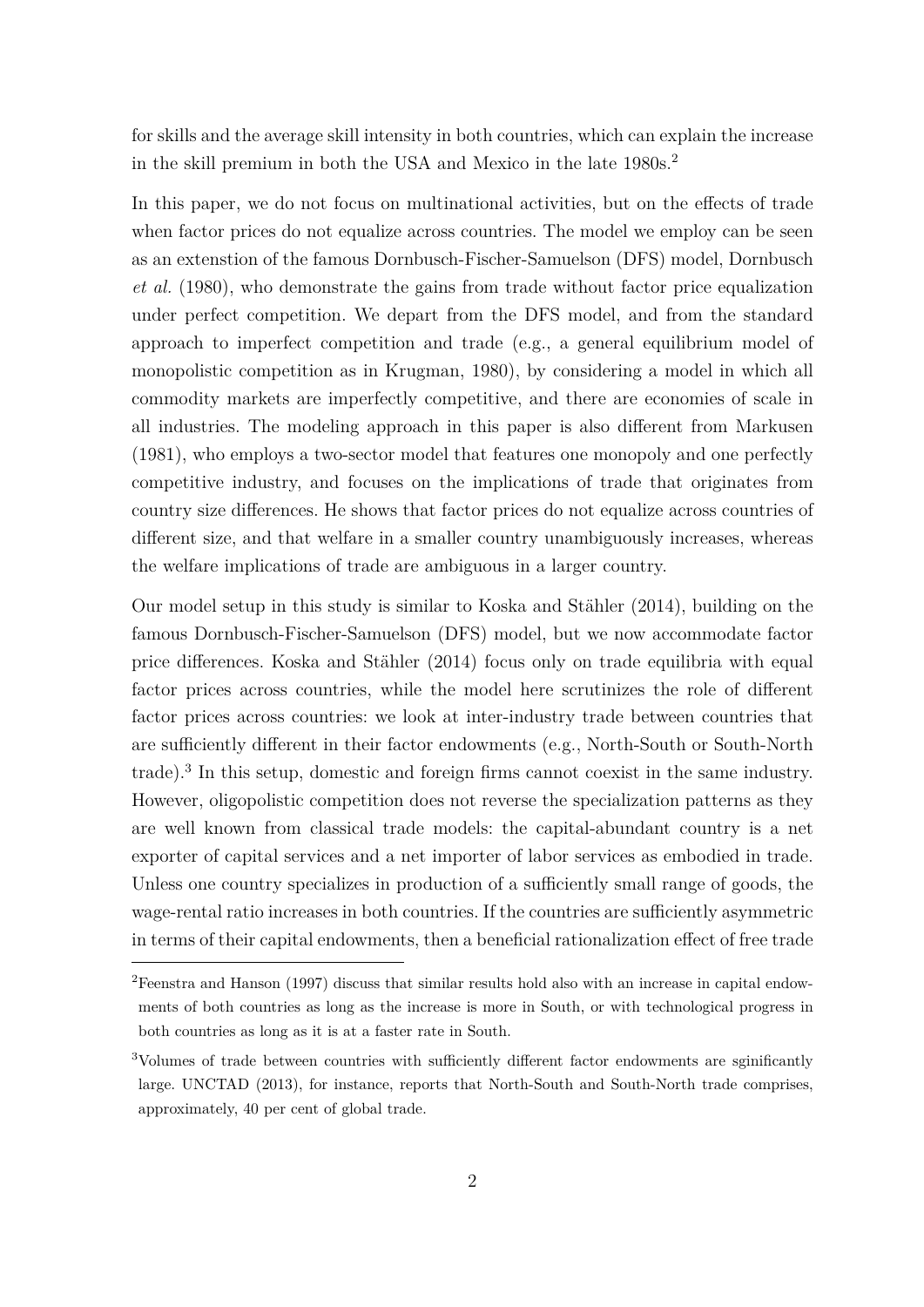for skills and the average skill intensity in both countries, which can explain the increase in the skill premium in both the USA and Mexico in the late 1980s.[2]

In this paper, we do not focus on multinational activities, but on the effects of trade when factor prices do not equalize across countries. The model we employ can be seen as an extenstion of the famous Dornbusch-Fischer-Samuelson (DFS) model, Dornbusch *et al.* (1980), who demonstrate the gains from trade without factor price equalization under perfect competition. We depart from the DFS model, and from the standard approach to imperfect competition and trade (e.g., a general equilibrium model of monopolistic competition as in Krugman, 1980), by considering a model in which all commodity markets are imperfectly competitive, and there are economies of scale in all industries. The modeling approach in this paper is also different from Markusen (1981), who employs a two-sector model that features one monopoly and one perfectly competitive industry, and focuses on the implications of trade that originates from country size differences. He shows that factor prices do not equalize across countries of different size, and that welfare in a smaller country unambiguously increases, whereas the welfare implications of trade are ambiguous in a larger country.

Our model setup in this study is similar to Koska and Stähler (2014), building on the famous Dornbusch-Fischer-Samuelson (DFS) model, but we now accommodate factor price differences. Koska and Stähler (2014) focus only on trade equilibria with equal factor prices across countries, while the model here scrutinizes the role of different factor prices across countries: we look at inter-industry trade between countries that are sufficiently different in their factor endowments (e.g., North-South or South-North trade).[3] In this setup, domestic and foreign firms cannot coexist in the same industry. However, oligopolistic competition does not reverse the specialization patterns as they are well known from classical trade models: the capital-abundant country is a net exporter of capital services and a net importer of labor services as embodied in trade. Unless one country specializes in production of a sufficiently small range of goods, the wage-rental ratio increases in both countries. If the countries are sufficiently asymmetric in terms of their capital endowments, then a beneficial rationalization effect of free trade

[2]Feenstra and Hanson (1997) discuss that similar results hold also with an increase in capital endowments of both countries as long as the increase is more in South, or with technological progress in both countries as long as it is at a faster rate in South.

[3]Volumes of trade between countries with sufficiently different factor endowments are sginificantly large. UNCTAD (2013), for instance, reports that North-South and South-North trade comprises, approximately, 40 per cent of global trade.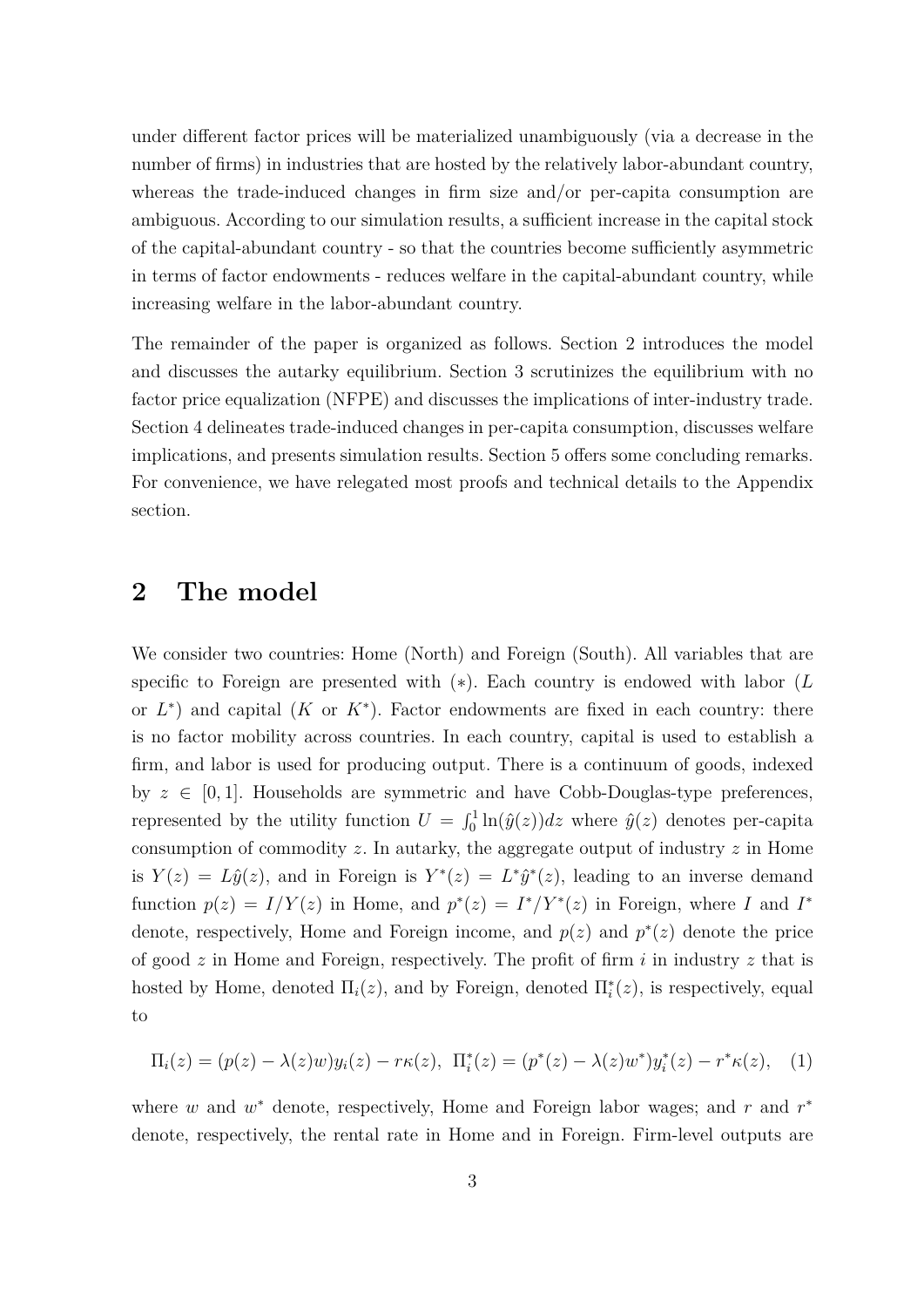under different factor prices will be materialized unambiguously (via a decrease in the number of firms) in industries that are hosted by the relatively labor-abundant country, whereas the trade-induced changes in firm size and/or per-capita consumption are ambiguous. According to our simulation results, a sufficient increase in the capital stock of the capital-abundant country - so that the countries become sufficiently asymmetric in terms of factor endowments - reduces welfare in the capital-abundant country, while increasing welfare in the labor-abundant country.

The remainder of the paper is organized as follows. Section 2 introduces the model and discusses the autarky equilibrium. Section 3 scrutinizes the equilibrium with no factor price equalization (NFPE) and discusses the implications of inter-industry trade. Section 4 delineates trade-induced changes in per-capita consumption, discusses welfare implications, and presents simulation results. Section 5 offers some concluding remarks. For convenience, we have relegated most proofs and technical details to the Appendix section.

## 2 The model

We consider two countries: Home (North) and Foreign (South). All variables that are specific to Foreign are presented with $(*)$. Each country is endowed with labor ($L$ or $L^*$) and capital ($K$ or $K^*$). Factor endowments are fixed in each country: there is no factor mobility across countries. In each country, capital is used to establish a firm, and labor is used for producing output. There is a continuum of goods, indexed by $z \in [0,1]$. Households are symmetric and have Cobb-Douglas-type preferences, represented by the utility function $U = \int_0^1 \ln(\hat{y}(z))dz$ where $\hat{y}(z)$ denotes per-capita consumption of commodity $z$. In autarky, the aggregate output of industry $z$ in Home is $Y(z) = L\hat{y}(z)$, and in Foreign is $Y^*(z) = L^*\hat{y}^*(z)$, leading to an inverse demand function $p(z) = I/Y(z)$ in Home, and $p^*(z) = I^*/Y^*(z)$ in Foreign, where $I$ and $I^*$ denote, respectively, Home and Foreign income, and $p(z)$ and $p^*(z)$ denote the price of good $z$ in Home and Foreign, respectively. The profit of firm $i$ in industry $z$ that is hosted by Home, denoted $\Pi_i(z)$, and by Foreign, denoted $\Pi_i^*(z)$, is respectively, equal to

$$\Pi_i(z) = (p(z) - \lambda(z)w)y_i(z) - r\kappa(z), \;\; \Pi_i^*(z) = (p^*(z) - \lambda(z)w^*)y_i^*(z) - r^*\kappa(z), \quad (1)$$

where $w$ and $w^*$ denote, respectively, Home and Foreign labor wages; and $r$ and $r^*$ denote, respectively, the rental rate in Home and in Foreign. Firm-level outputs are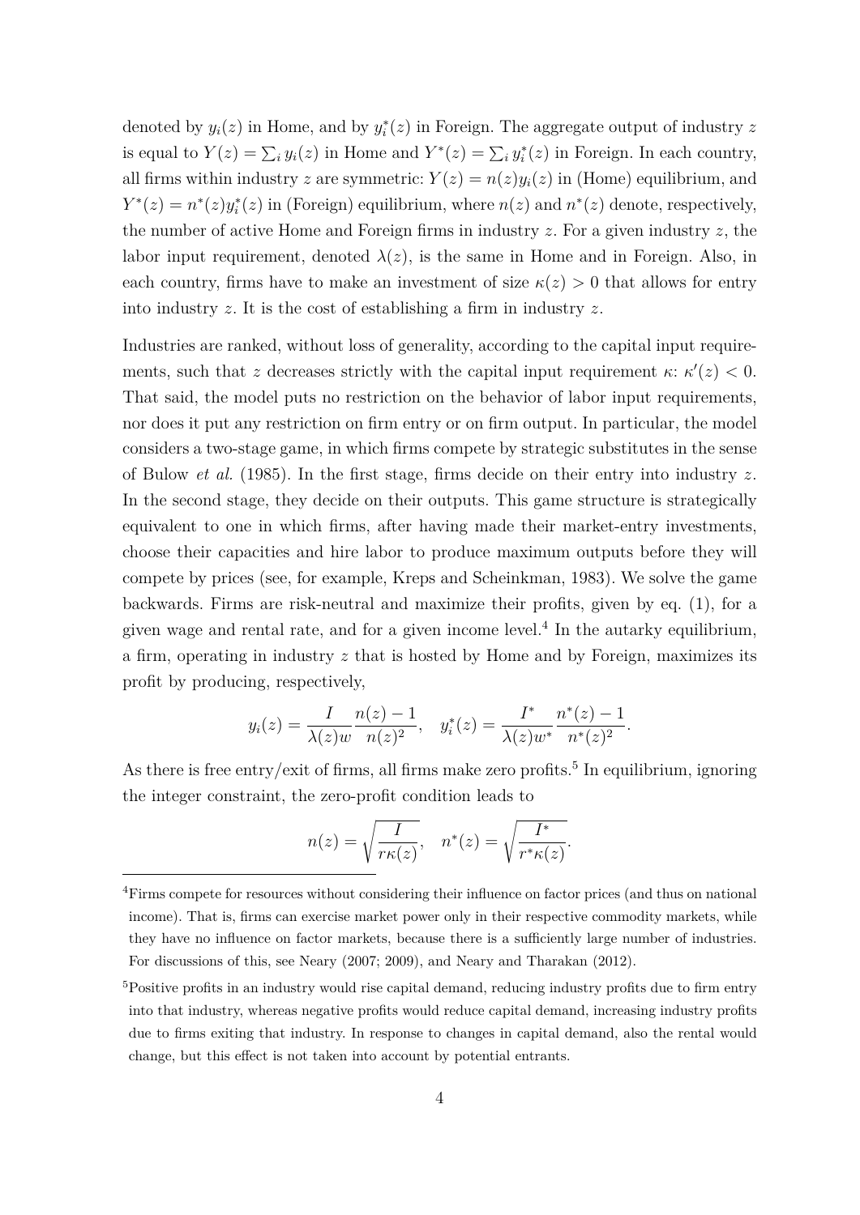denoted by $y_i(z)$ in Home, and by $y_i^*(z)$ in Foreign. The aggregate output of industry $z$ is equal to $Y(z) = \sum_i y_i(z)$ in Home and $Y^*(z) = \sum_i y_i^*(z)$ in Foreign. In each country, all firms within industry $z$ are symmetric: $Y(z) = n(z)y_i(z)$ in (Home) equilibrium, and $Y^*(z) = n^*(z)y_i^*(z)$ in (Foreign) equilibrium, where $n(z)$ and $n^*(z)$ denote, respectively, the number of active Home and Foreign firms in industry $z$. For a given industry $z$, the labor input requirement, denoted $\lambda(z)$, is the same in Home and in Foreign. Also, in each country, firms have to make an investment of size $\kappa(z) > 0$ that allows for entry into industry $z$. It is the cost of establishing a firm in industry $z$.

Industries are ranked, without loss of generality, according to the capital input requirements, such that $z$ decreases strictly with the capital input requirement $\kappa$: $\kappa'(z) < 0$. That said, the model puts no restriction on the behavior of labor input requirements, nor does it put any restriction on firm entry or on firm output. In particular, the model considers a two-stage game, in which firms compete by strategic substitutes in the sense of Bulow *et al.* (1985). In the first stage, firms decide on their entry into industry $z$. In the second stage, they decide on their outputs. This game structure is strategically equivalent to one in which firms, after having made their market-entry investments, choose their capacities and hire labor to produce maximum outputs before they will compete by prices (see, for example, Kreps and Scheinkman, 1983). We solve the game backwards. Firms are risk-neutral and maximize their profits, given by eq. (1), for a given wage and rental rate, and for a given income level.[4] In the autarky equilibrium, a firm, operating in industry $z$ that is hosted by Home and by Foreign, maximizes its profit by producing, respectively,

$$y_i(z) = \frac{I}{\lambda(z)w}\frac{n(z)-1}{n(z)^2}, \quad y_i^*(z) = \frac{I^*}{\lambda(z)w^*}\frac{n^*(z)-1}{n^*(z)^2}.$$

As there is free entry/exit of firms, all firms make zero profits.[5] In equilibrium, ignoring the integer constraint, the zero-profit condition leads to

$$n(z) = \sqrt{\frac{I}{r\kappa(z)}}, \quad n^*(z) = \sqrt{\frac{I^*}{r^*\kappa(z)}}.$$

[4] Firms compete for resources without considering their influence on factor prices (and thus on national income). That is, firms can exercise market power only in their respective commodity markets, while they have no influence on factor markets, because there is a sufficiently large number of industries. For discussions of this, see Neary (2007; 2009), and Neary and Tharakan (2012).

[5] Positive profits in an industry would rise capital demand, reducing industry profits due to firm entry into that industry, whereas negative profits would reduce capital demand, increasing industry profits due to firms exiting that industry. In response to changes in capital demand, also the rental would change, but this effect is not taken into account by potential entrants.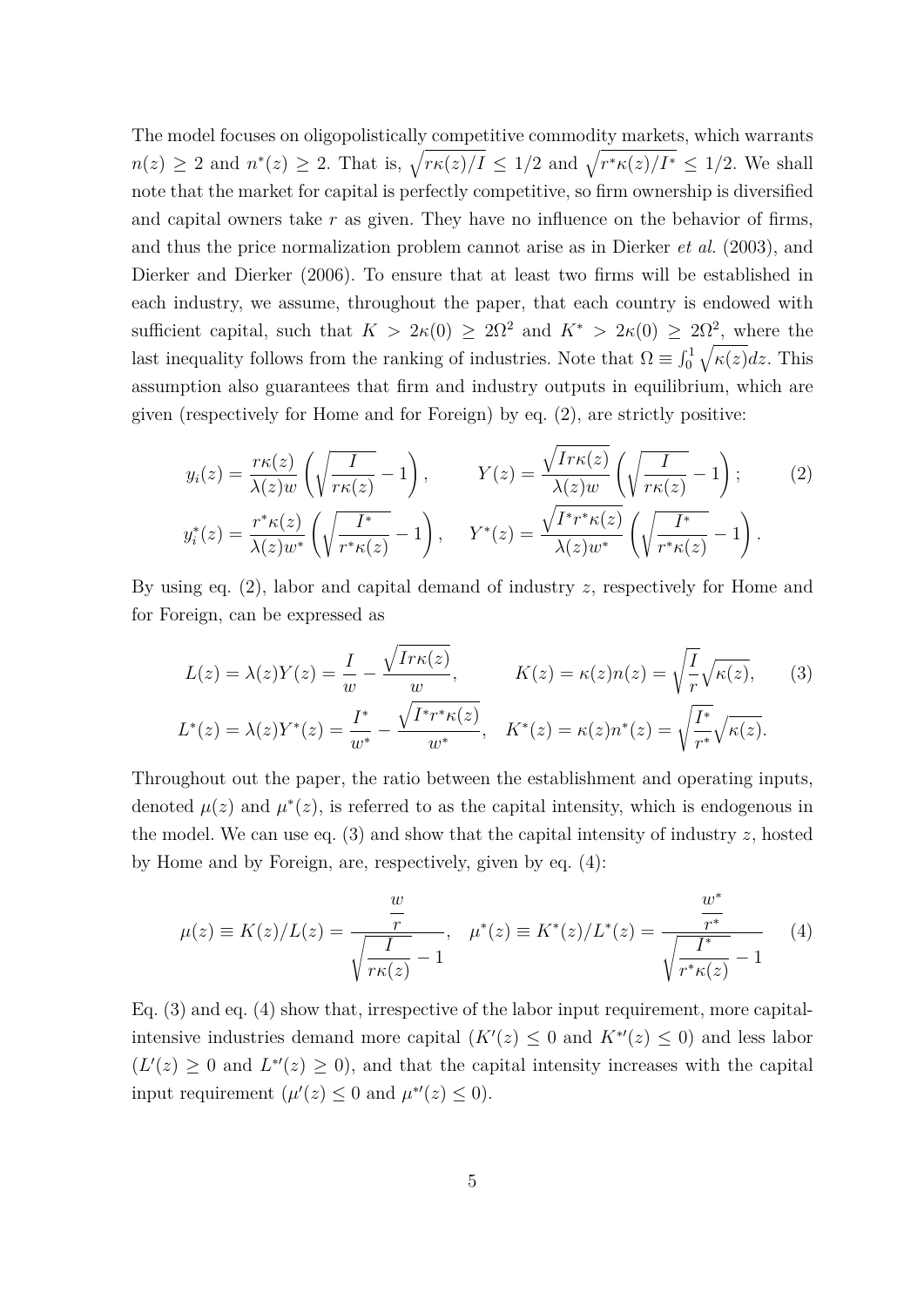The model focuses on oligopolistically competitive commodity markets, which warrants $n(z) \geq 2$ and $n^*(z) \geq 2$. That is, $\sqrt{r\kappa(z)/I} \leq 1/2$ and $\sqrt{r^*\kappa(z)/I^*} \leq 1/2$. We shall note that the market for capital is perfectly competitive, so firm ownership is diversified and capital owners take $r$ as given. They have no influence on the behavior of firms, and thus the price normalization problem cannot arise as in Dierker *et al.* (2003), and Dierker and Dierker (2006). To ensure that at least two firms will be established in each industry, we assume, throughout the paper, that each country is endowed with sufficient capital, such that $K > 2\kappa(0) \geq 2\Omega^2$ and $K^* > 2\kappa(0) \geq 2\Omega^2$, where the last inequality follows from the ranking of industries. Note that $\Omega \equiv \int_0^1 \sqrt{\kappa(z)}dz$. This assumption also guarantees that firm and industry outputs in equilibrium, which are given (respectively for Home and for Foreign) by eq. (2), are strictly positive:

$$
\begin{aligned}
y_i(z) &= \frac{r\kappa(z)}{\lambda(z)w}\left(\sqrt{\frac{I}{r\kappa(z)}} - 1\right), \qquad Y(z) = \frac{\sqrt{Ir\kappa(z)}}{\lambda(z)w}\left(\sqrt{\frac{I}{r\kappa(z)}} - 1\right); \\
y_i^*(z) &= \frac{r^*\kappa(z)}{\lambda(z)w^*}\left(\sqrt{\frac{I^*}{r^*\kappa(z)}} - 1\right), \quad Y^*(z) = \frac{\sqrt{I^*r^*\kappa(z)}}{\lambda(z)w^*}\left(\sqrt{\frac{I^*}{r^*\kappa(z)}} - 1\right).
\end{aligned} \tag{2}
$$

By using eq. (2), labor and capital demand of industry $z$, respectively for Home and for Foreign, can be expressed as

$$
\begin{aligned}
L(z) &= \lambda(z)Y(z) = \frac{I}{w} - \frac{\sqrt{Ir\kappa(z)}}{w}, \qquad K(z) = \kappa(z)n(z) = \sqrt{\frac{I}{r}}\sqrt{\kappa(z)}, \\
L^*(z) &= \lambda(z)Y^*(z) = \frac{I^*}{w^*} - \frac{\sqrt{I^*r^*\kappa(z)}}{w^*}, \quad K^*(z) = \kappa(z)n^*(z) = \sqrt{\frac{I^*}{r^*}}\sqrt{\kappa(z)}.
\end{aligned} \tag{3}
$$

Throughout out the paper, the ratio between the establishment and operating inputs, denoted $\mu(z)$ and $\mu^*(z)$, is referred to as the capital intensity, which is endogenous in the model. We can use eq. (3) and show that the capital intensity of industry $z$, hosted by Home and by Foreign, are, respectively, given by eq. (4):

$$
\mu(z) \equiv K(z)/L(z) = \frac{\frac{w}{r}}{\sqrt{\frac{I}{r\kappa(z)}} - 1}, \quad \mu^*(z) \equiv K^*(z)/L^*(z) = \frac{\frac{w^*}{r^*}}{\sqrt{\frac{I^*}{r^*\kappa(z)}} - 1} \tag{4}
$$

Eq. (3) and eq. (4) show that, irrespective of the labor input requirement, more capital-intensive industries demand more capital ($K'(z) \leq 0$ and $K^{*\prime}(z) \leq 0$) and less labor ($L'(z) \geq 0$ and $L^{*\prime}(z) \geq 0$), and that the capital intensity increases with the capital input requirement ($\mu'(z) \leq 0$ and $\mu^{*\prime}(z) \leq 0$).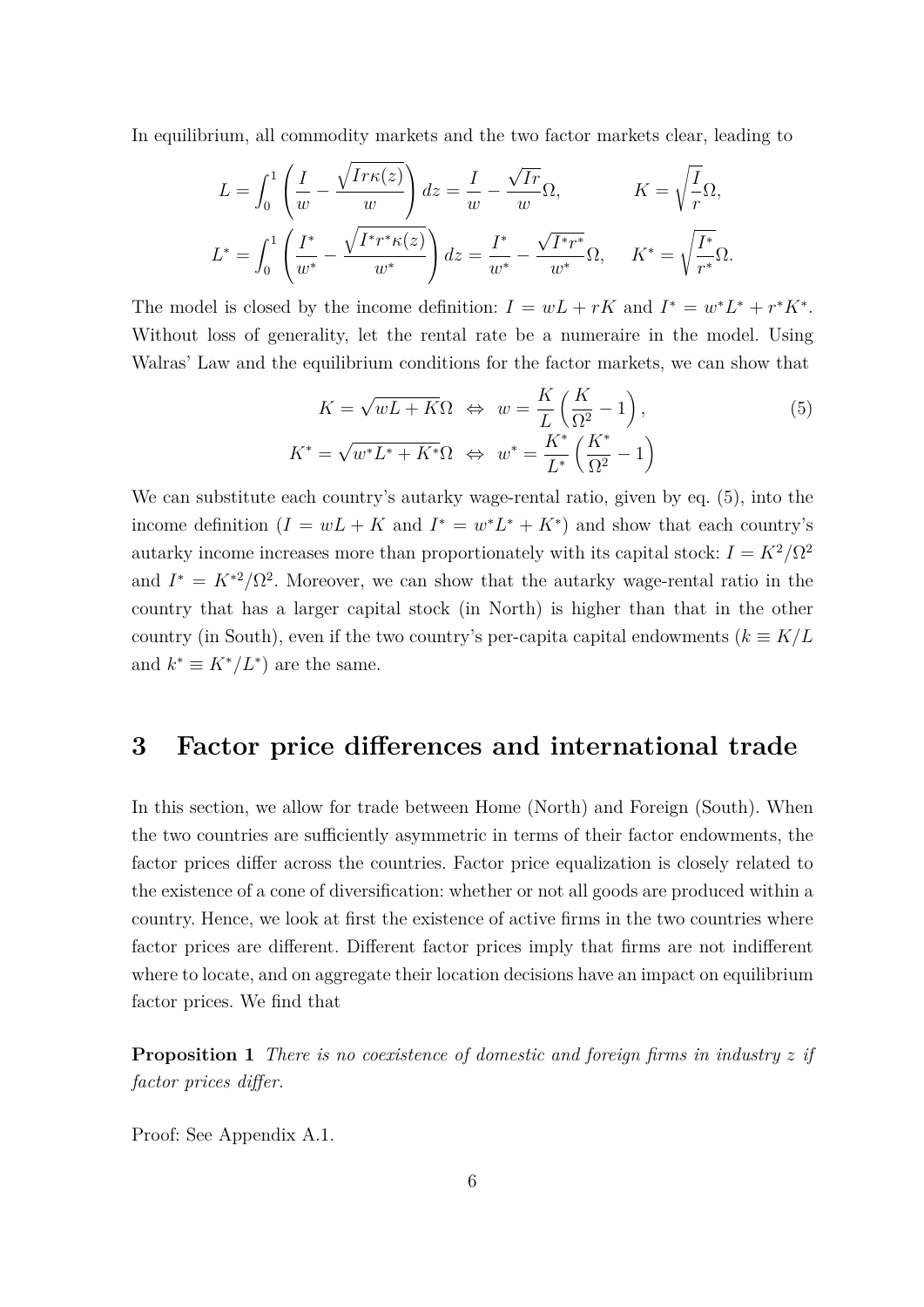In equilibrium, all commodity markets and the two factor markets clear, leading to

$$L = \int_0^1 \left( \frac{I}{w} - \frac{\sqrt{Ir\kappa(z)}}{w} \right) dz = \frac{I}{w} - \frac{\sqrt{Ir}}{w}\Omega, \qquad K = \sqrt{\frac{I}{r}}\Omega,$$

$$L^* = \int_0^1 \left( \frac{I^*}{w^*} - \frac{\sqrt{I^* r^* \kappa(z)}}{w^*} \right) dz = \frac{I^*}{w^*} - \frac{\sqrt{I^* r^*}}{w^*}\Omega, \quad K^* = \sqrt{\frac{I^*}{r^*}}\Omega.$$

The model is closed by the income definition: $I = wL + rK$ and $I^* = w^*L^* + r^*K^*$. Without loss of generality, let the rental rate be a numeraire in the model. Using Walras' Law and the equilibrium conditions for the factor markets, we can show that

$$K = \sqrt{wL + K}\Omega \;\Leftrightarrow\; w = \frac{K}{L}\left(\frac{K}{\Omega^2} - 1\right), \tag{5}$$
$$K^* = \sqrt{w^*L^* + K^*}\Omega \;\Leftrightarrow\; w^* = \frac{K^*}{L^*}\left(\frac{K^*}{\Omega^2} - 1\right)$$

We can substitute each country's autarky wage-rental ratio, given by eq. (5), into the income definition ($I = wL + K$ and $I^* = w^*L^* + K^*$) and show that each country's autarky income increases more than proportionately with its capital stock: $I = K^2/\Omega^2$ and $I^* = K^{*2}/\Omega^2$. Moreover, we can show that the autarky wage-rental ratio in the country that has a larger capital stock (in North) is higher than that in the other country (in South), even if the two country's per-capita capital endowments ($k \equiv K/L$ and $k^* \equiv K^*/L^*$) are the same.

## 3 Factor price differences and international trade

In this section, we allow for trade between Home (North) and Foreign (South). When the two countries are sufficiently asymmetric in terms of their factor endowments, the factor prices differ across the countries. Factor price equalization is closely related to the existence of a cone of diversification: whether or not all goods are produced within a country. Hence, we look at first the existence of active firms in the two countries where factor prices are different. Different factor prices imply that firms are not indifferent where to locate, and on aggregate their location decisions have an impact on equilibrium factor prices. We find that

**Proposition 1** *There is no coexistence of domestic and foreign firms in industry $z$ if factor prices differ.*

Proof: See Appendix A.1.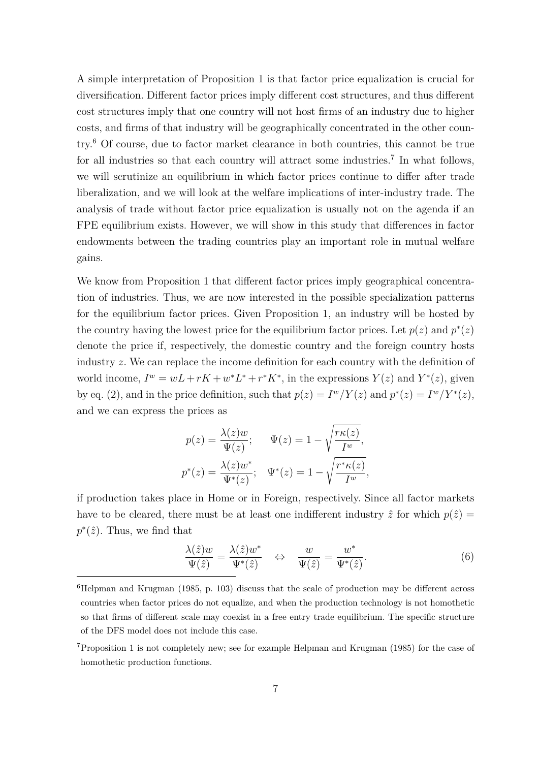A simple interpretation of Proposition 1 is that factor price equalization is crucial for diversification. Different factor prices imply different cost structures, and thus different cost structures imply that one country will not host firms of an industry due to higher costs, and firms of that industry will be geographically concentrated in the other country.[6] Of course, due to factor market clearance in both countries, this cannot be true for all industries so that each country will attract some industries.[7] In what follows, we will scrutinize an equilibrium in which factor prices continue to differ after trade liberalization, and we will look at the welfare implications of inter-industry trade. The analysis of trade without factor price equalization is usually not on the agenda if an FPE equilibrium exists. However, we will show in this study that differences in factor endowments between the trading countries play an important role in mutual welfare gains.

We know from Proposition 1 that different factor prices imply geographical concentration of industries. Thus, we are now interested in the possible specialization patterns for the equilibrium factor prices. Given Proposition 1, an industry will be hosted by the country having the lowest price for the equilibrium factor prices. Let $p(z)$ and $p^*(z)$ denote the price if, respectively, the domestic country and the foreign country hosts industry $z$. We can replace the income definition for each country with the definition of world income, $I^w = wL + rK + w^*L^* + r^*K^*$, in the expressions $Y(z)$ and $Y^*(z)$, given by eq. (2), and in the price definition, such that $p(z) = I^w/Y(z)$ and $p^*(z) = I^w/Y^*(z)$, and we can express the prices as

$$
p(z) = \frac{\lambda(z)w}{\Psi(z)}; \qquad \Psi(z) = 1 - \sqrt{\frac{r\kappa(z)}{I^w}},
$$
$$
p^*(z) = \frac{\lambda(z)w^*}{\Psi^*(z)}; \quad \Psi^*(z) = 1 - \sqrt{\frac{r^*\kappa(z)}{I^w}},
$$

if production takes place in Home or in Foreign, respectively. Since all factor markets have to be cleared, there must be at least one indifferent industry $\hat{z}$ for which $p(\hat{z}) = p^*(\hat{z})$. Thus, we find that

$$
\frac{\lambda(\hat{z})w}{\Psi(\hat{z})} = \frac{\lambda(\hat{z})w^*}{\Psi^*(\hat{z})} \quad \Leftrightarrow \quad \frac{w}{\Psi(\hat{z})} = \frac{w^*}{\Psi^*(\hat{z})}. \tag{6}
$$

[6]Helpman and Krugman (1985, p. 103) discuss that the scale of production may be different across countries when factor prices do not equalize, and when the production technology is not homothetic so that firms of different scale may coexist in a free entry trade equilibrium. The specific structure of the DFS model does not include this case.

[7]Proposition 1 is not completely new; see for example Helpman and Krugman (1985) for the case of homothetic production functions.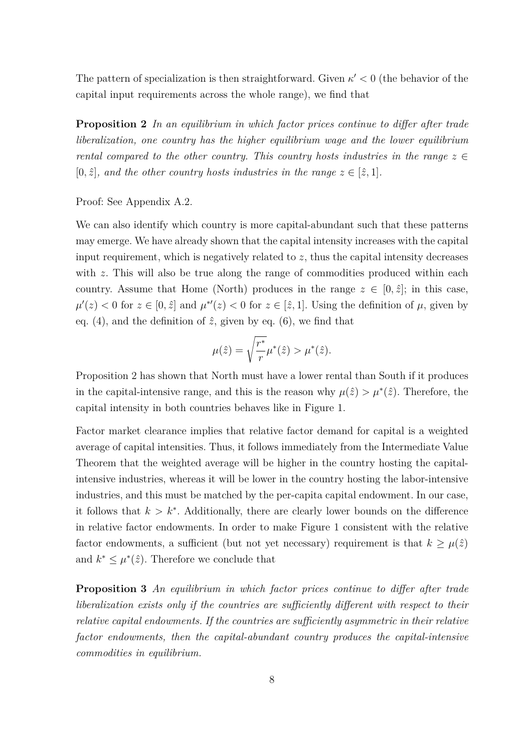The pattern of specialization is then straightforward. Given $\kappa' < 0$ (the behavior of the capital input requirements across the whole range), we find that

**Proposition 2** *In an equilibrium in which factor prices continue to differ after trade liberalization, one country has the higher equilibrium wage and the lower equilibrium rental compared to the other country. This country hosts industries in the range $z \in [0, \hat{z}]$, and the other country hosts industries in the range $z \in [\hat{z}, 1]$.*

Proof: See Appendix A.2.

We can also identify which country is more capital-abundant such that these patterns may emerge. We have already shown that the capital intensity increases with the capital input requirement, which is negatively related to $z$, thus the capital intensity decreases with $z$. This will also be true along the range of commodities produced within each country. Assume that Home (North) produces in the range $z \in [0, \hat{z}]$; in this case, $\mu'(z) < 0$ for $z \in [0, \hat{z}]$ and $\mu^{*\prime}(z) < 0$ for $z \in [\hat{z}, 1]$. Using the definition of $\mu$, given by eq. (4), and the definition of $\hat{z}$, given by eq. (6), we find that

$$\mu(\hat{z}) = \sqrt{\frac{r^*}{r}} \mu^*(\hat{z}) > \mu^*(\hat{z}).$$

Proposition 2 has shown that North must have a lower rental than South if it produces in the capital-intensive range, and this is the reason why $\mu(\hat{z}) > \mu^*(\hat{z})$. Therefore, the capital intensity in both countries behaves like in Figure 1.

Factor market clearance implies that relative factor demand for capital is a weighted average of capital intensities. Thus, it follows immediately from the Intermediate Value Theorem that the weighted average will be higher in the country hosting the capital-intensive industries, whereas it will be lower in the country hosting the labor-intensive industries, and this must be matched by the per-capita capital endowment. In our case, it follows that $k > k^*$. Additionally, there are clearly lower bounds on the difference in relative factor endowments. In order to make Figure 1 consistent with the relative factor endowments, a sufficient (but not yet necessary) requirement is that $k \geq \mu(\hat{z})$ and $k^* \leq \mu^*(\hat{z})$. Therefore we conclude that

**Proposition 3** *An equilibrium in which factor prices continue to differ after trade liberalization exists only if the countries are sufficiently different with respect to their relative capital endowments. If the countries are sufficiently asymmetric in their relative factor endowments, then the capital-abundant country produces the capital-intensive commodities in equilibrium.*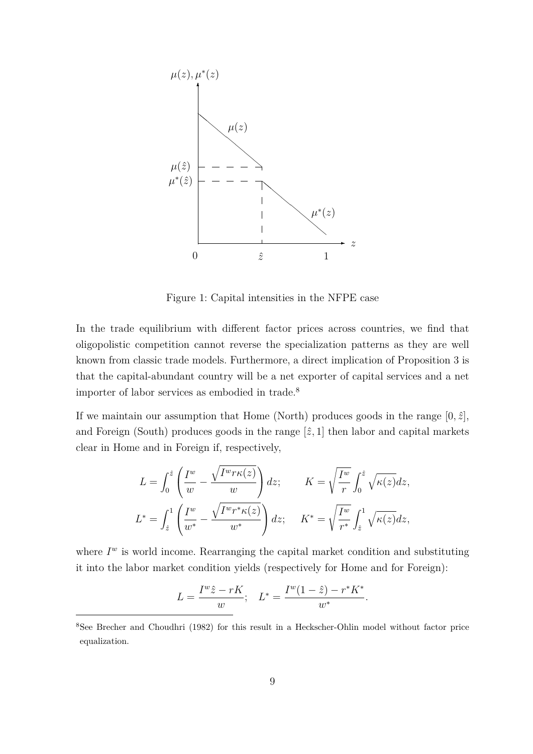Figure 1: Capital intensities in the NFPE case

In the trade equilibrium with different factor prices across countries, we find that oligopolistic competition cannot reverse the specialization patterns as they are well known from classic trade models. Furthermore, a direct implication of Proposition 3 is that the capital-abundant country will be a net exporter of capital services and a net importer of labor services as embodied in trade.[8]

If we maintain our assumption that Home (North) produces goods in the range $[0, \hat{z}]$, and Foreign (South) produces goods in the range $[\hat{z}, 1]$ then labor and capital markets clear in Home and in Foreign if, respectively,

$$L = \int_0^{\hat{z}} \left( \frac{I^w}{w} - \frac{\sqrt{I^w r \kappa(z)}}{w} \right) dz; \qquad K = \sqrt{\frac{I^w}{r}} \int_0^{\hat{z}} \sqrt{\kappa(z)} dz,$$

$$L^* = \int_{\hat{z}}^1 \left( \frac{I^w}{w^*} - \frac{\sqrt{I^w r^* \kappa(z)}}{w^*} \right) dz; \qquad K^* = \sqrt{\frac{I^w}{r^*}} \int_{\hat{z}}^1 \sqrt{\kappa(z)} dz,$$

where $I^w$ is world income. Rearranging the capital market condition and substituting it into the labor market condition yields (respectively for Home and for Foreign):

$$L = \frac{I^w \hat{z} - rK}{w}; \quad L^* = \frac{I^w (1 - \hat{z}) - r^* K^*}{w^*}.$$

[8] See Brecher and Choudhri (1982) for this result in a Heckscher-Ohlin model without factor price equalization.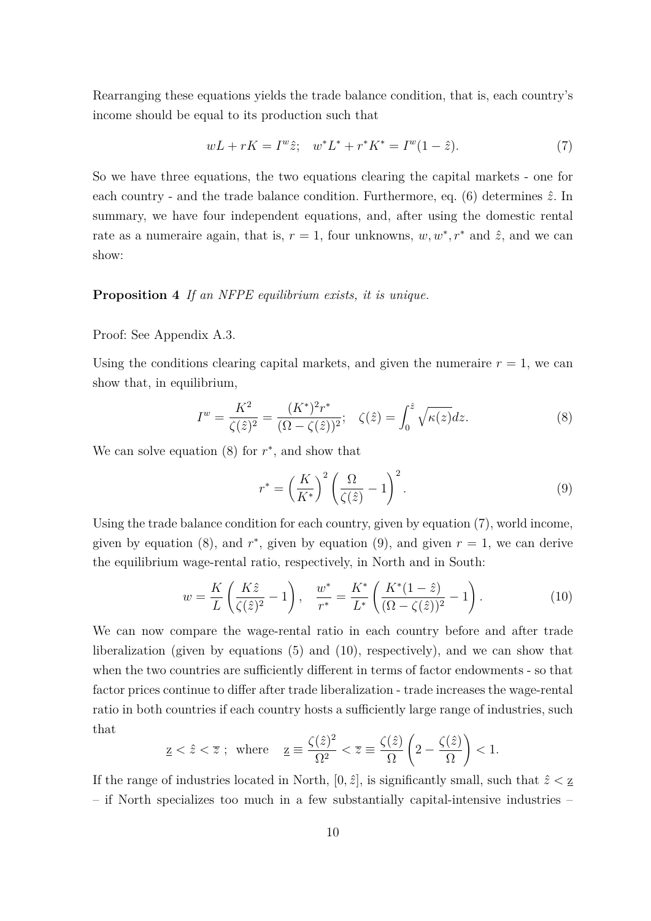Rearranging these equations yields the trade balance condition, that is, each country's income should be equal to its production such that

$$wL + rK = I^w \hat{z}; \quad w^* L^* + r^* K^* = I^w (1 - \hat{z}). \tag{7}$$

So we have three equations, the two equations clearing the capital markets - one for each country - and the trade balance condition. Furthermore, eq. (6) determines $\hat{z}$. In summary, we have four independent equations, and, after using the domestic rental rate as a numeraire again, that is, $r = 1$, four unknowns, $w, w^*, r^*$ and $\hat{z}$, and we can show:

**Proposition 4** *If an NFPE equilibrium exists, it is unique.*

Proof: See Appendix A.3.

Using the conditions clearing capital markets, and given the numeraire $r = 1$, we can show that, in equilibrium,

$$I^w = \frac{K^2}{\zeta(\hat{z})^2} = \frac{(K^*)^2 r^*}{(\Omega - \zeta(\hat{z}))^2}; \quad \zeta(\hat{z}) = \int_0^{\hat{z}} \sqrt{\kappa(z)} dz. \tag{8}$$

We can solve equation (8) for $r^*$, and show that

$$r^* = \left(\frac{K}{K^*}\right)^2 \left(\frac{\Omega}{\zeta(\hat{z})} - 1\right)^2. \tag{9}$$

Using the trade balance condition for each country, given by equation (7), world income, given by equation (8), and $r^*$, given by equation (9), and given $r = 1$, we can derive the equilibrium wage-rental ratio, respectively, in North and in South:

$$w = \frac{K}{L}\left(\frac{K\hat{z}}{\zeta(\hat{z})^2} - 1\right), \quad \frac{w^*}{r^*} = \frac{K^*}{L^*}\left(\frac{K^*(1 - \hat{z})}{(\Omega - \zeta(\hat{z}))^2} - 1\right). \tag{10}$$

We can now compare the wage-rental ratio in each country before and after trade liberalization (given by equations (5) and (10), respectively), and we can show that when the two countries are sufficiently different in terms of factor endowments - so that factor prices continue to differ after trade liberalization - trade increases the wage-rental ratio in both countries if each country hosts a sufficiently large range of industries, such that

$$\underline{z} < \hat{z} < \overline{z} \; ; \; \text{ where } \quad \underline{z} \equiv \frac{\zeta(\hat{z})^2}{\Omega^2} < \overline{z} \equiv \frac{\zeta(\hat{z})}{\Omega}\left(2 - \frac{\zeta(\hat{z})}{\Omega}\right) < 1.$$

If the range of industries located in North, $[0, \hat{z}]$, is significantly small, such that $\hat{z} < \underline{z}$ – if North specializes too much in a few substantially capital-intensive industries –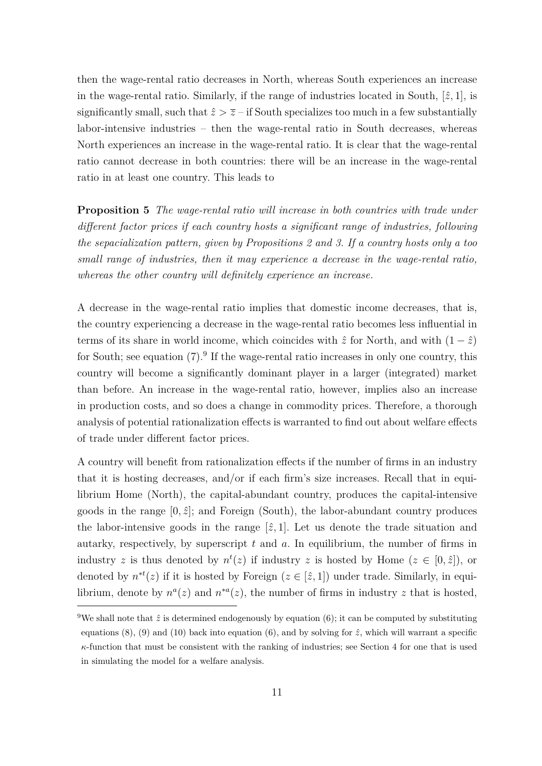then the wage-rental ratio decreases in North, whereas South experiences an increase in the wage-rental ratio. Similarly, if the range of industries located in South, $[\hat{z}, 1]$, is significantly small, such that $\hat{z} > \overline{z}$ – if South specializes too much in a few substantially labor-intensive industries – then the wage-rental ratio in South decreases, whereas North experiences an increase in the wage-rental ratio. It is clear that the wage-rental ratio cannot decrease in both countries: there will be an increase in the wage-rental ratio in at least one country. This leads to

**Proposition 5** *The wage-rental ratio will increase in both countries with trade under different factor prices if each country hosts a significant range of industries, following the sepacialization pattern, given by Propositions 2 and 3. If a country hosts only a too small range of industries, then it may experience a decrease in the wage-rental ratio, whereas the other country will definitely experience an increase.*

A decrease in the wage-rental ratio implies that domestic income decreases, that is, the country experiencing a decrease in the wage-rental ratio becomes less influential in terms of its share in world income, which coincides with $\hat{z}$ for North, and with $(1 - \hat{z})$ for South; see equation (7).[9] If the wage-rental ratio increases in only one country, this country will become a significantly dominant player in a larger (integrated) market than before. An increase in the wage-rental ratio, however, implies also an increase in production costs, and so does a change in commodity prices. Therefore, a thorough analysis of potential rationalization effects is warranted to find out about welfare effects of trade under different factor prices.

A country will benefit from rationalization effects if the number of firms in an industry that it is hosting decreases, and/or if each firm's size increases. Recall that in equilibrium Home (North), the capital-abundant country, produces the capital-intensive goods in the range $[0, \hat{z}]$; and Foreign (South), the labor-abundant country produces the labor-intensive goods in the range $[\hat{z}, 1]$. Let us denote the trade situation and autarky, respectively, by superscript $t$ and $a$. In equilibrium, the number of firms in industry $z$ is thus denoted by $n^t(z)$ if industry $z$ is hosted by Home ($z \in [0, \hat{z}]$), or denoted by $n^{*t}(z)$ if it is hosted by Foreign ($z \in [\hat{z}, 1]$) under trade. Similarly, in equilibrium, denote by $n^a(z)$ and $n^{*a}(z)$, the number of firms in industry $z$ that is hosted,

[9] We shall note that $\hat{z}$ is determined endogenously by equation (6); it can be computed by substituting equations (8), (9) and (10) back into equation (6), and by solving for $\hat{z}$, which will warrant a specific $\kappa$-function that must be consistent with the ranking of industries; see Section 4 for one that is used in simulating the model for a welfare analysis.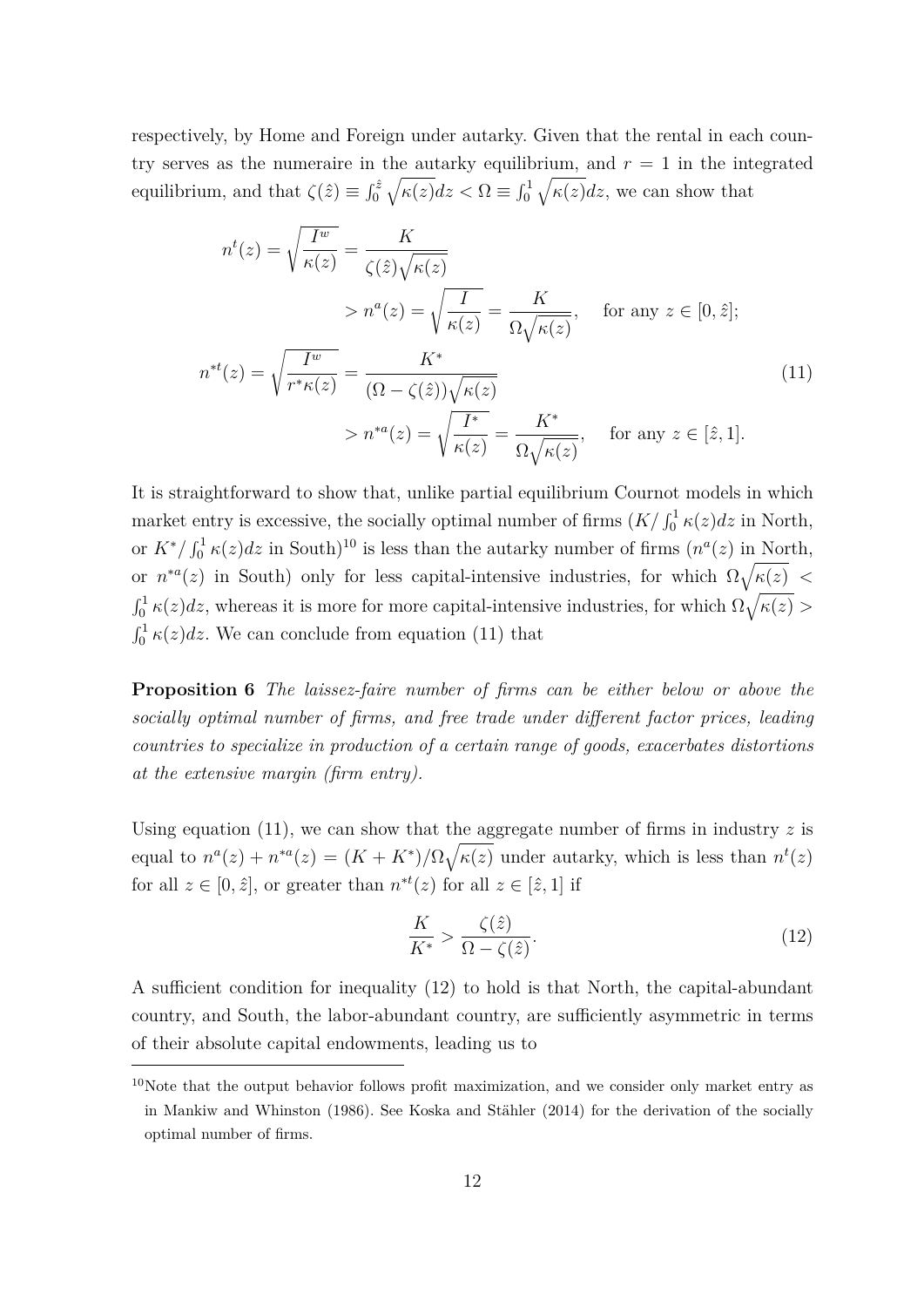respectively, by Home and Foreign under autarky. Given that the rental in each country serves as the numeraire in the autarky equilibrium, and $r = 1$ in the integrated equilibrium, and that $\zeta(\hat{z}) \equiv \int_0^{\hat{z}} \sqrt{\kappa(z)}dz < \Omega \equiv \int_0^1 \sqrt{\kappa(z)}dz$, we can show that

$$
\begin{aligned}
n^t(z) = \sqrt{\frac{I^w}{\kappa(z)}} &= \frac{K}{\zeta(\hat{z})\sqrt{\kappa(z)}} \\
&> n^a(z) = \sqrt{\frac{I}{\kappa(z)}} = \frac{K}{\Omega\sqrt{\kappa(z)}}, \quad \text{for any } z \in [0, \hat{z}]; \\
n^{*t}(z) = \sqrt{\frac{I^w}{r^*\kappa(z)}} &= \frac{K^*}{(\Omega - \zeta(\hat{z}))\sqrt{\kappa(z)}} \\
&> n^{*a}(z) = \sqrt{\frac{I^*}{\kappa(z)}} = \frac{K^*}{\Omega\sqrt{\kappa(z)}}, \quad \text{for any } z \in [\hat{z}, 1].
\end{aligned}
\tag{11}
$$

It is straightforward to show that, unlike partial equilibrium Cournot models in which market entry is excessive, the socially optimal number of firms ($K/\int_0^1 \kappa(z)dz$ in North, or $K^*/\int_0^1 \kappa(z)dz$ in South)[10] is less than the autarky number of firms ($n^a(z)$ in North, or $n^{*a}(z)$ in South) only for less capital-intensive industries, for which $\Omega\sqrt{\kappa(z)} < \int_0^1 \kappa(z)dz$, whereas it is more for more capital-intensive industries, for which $\Omega\sqrt{\kappa(z)} > \int_0^1 \kappa(z)dz$. We can conclude from equation (11) that

**Proposition 6** *The laissez-faire number of firms can be either below or above the socially optimal number of firms, and free trade under different factor prices, leading countries to specialize in production of a certain range of goods, exacerbates distortions at the extensive margin (firm entry).*

Using equation (11), we can show that the aggregate number of firms in industry $z$ is equal to $n^a(z) + n^{*a}(z) = (K + K^*)/\Omega\sqrt{\kappa(z)}$ under autarky, which is less than $n^t(z)$ for all $z \in [0, \hat{z}]$, or greater than $n^{*t}(z)$ for all $z \in [\hat{z}, 1]$ if

$$
\frac{K}{K^*} > \frac{\zeta(\hat{z})}{\Omega - \zeta(\hat{z})}. \tag{12}
$$

A sufficient condition for inequality (12) to hold is that North, the capital-abundant country, and South, the labor-abundant country, are sufficiently asymmetric in terms of their absolute capital endowments, leading us to

[10] Note that the output behavior follows profit maximization, and we consider only market entry as in Mankiw and Whinston (1986). See Koska and Stähler (2014) for the derivation of the socially optimal number of firms.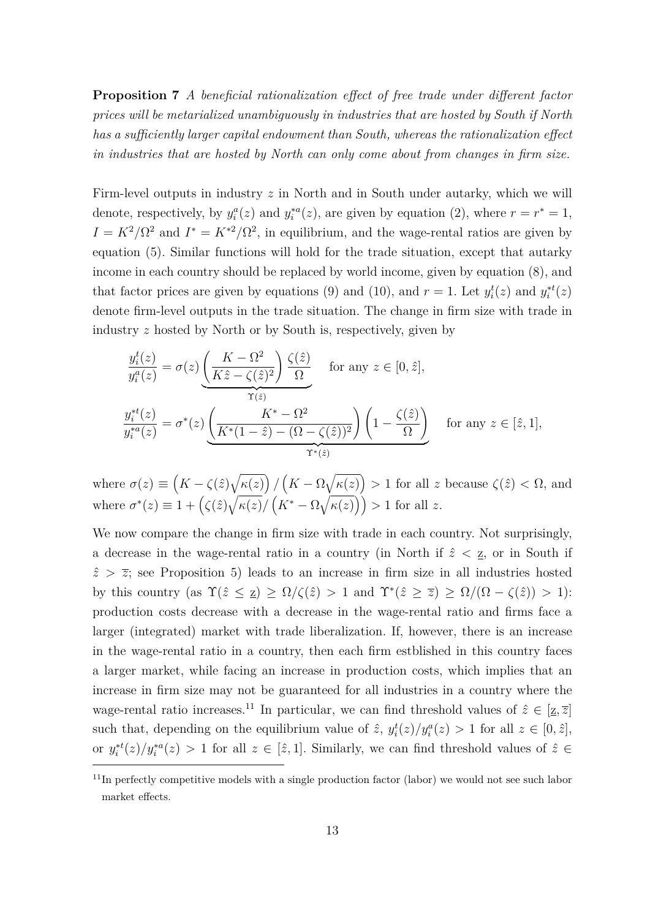**Proposition 7** *A beneficial rationalization effect of free trade under different factor prices will be metarialized unambiguously in industries that are hosted by South if North has a sufficiently larger capital endowment than South, whereas the rationalization effect in industries that are hosted by North can only come about from changes in firm size.*

Firm-level outputs in industry $z$ in North and in South under autarky, which we will denote, respectively, by $y_i^a(z)$ and $y_i^{*a}(z)$, are given by equation (2), where $r = r^* = 1$, $I = K^2/\Omega^2$ and $I^* = K^{*2}/\Omega^2$, in equilibrium, and the wage-rental ratios are given by equation (5). Similar functions will hold for the trade situation, except that autarky income in each country should be replaced by world income, given by equation (8), and that factor prices are given by equations (9) and (10), and $r = 1$. Let $y_i^t(z)$ and $y_i^{*t}(z)$ denote firm-level outputs in the trade situation. The change in firm size with trade in industry $z$ hosted by North or by South is, respectively, given by

$$\frac{y_i^t(z)}{y_i^a(z)} = \sigma(z) \underbrace{\left( \frac{K - \Omega^2}{K\hat{z} - \zeta(\hat{z})^2} \right) \frac{\zeta(\hat{z})}{\Omega}}_{\Upsilon(\hat{z})} \quad \text{for any } z \in [0, \hat{z}],$$

$$\frac{y_i^{*t}(z)}{y_i^{*a}(z)} = \sigma^*(z) \underbrace{\left( \frac{K^* - \Omega^2}{K^*(1-\hat{z}) - (\Omega - \zeta(\hat{z}))^2} \right) \left( 1 - \frac{\zeta(\hat{z})}{\Omega} \right)}_{\Upsilon^*(\hat{z})} \quad \text{for any } z \in [\hat{z}, 1],$$

where $\sigma(z) \equiv \left(K - \zeta(\hat{z})\sqrt{\kappa(z)}\right) / \left(K - \Omega\sqrt{\kappa(z)}\right) > 1$ for all $z$ because $\zeta(\hat{z}) < \Omega$, and where $\sigma^*(z) \equiv 1 + \left(\zeta(\hat{z})\sqrt{\kappa(z)} / \left(K^* - \Omega\sqrt{\kappa(z)}\right)\right) > 1$ for all $z$.

We now compare the change in firm size with trade in each country. Not surprisingly, a decrease in the wage-rental ratio in a country (in North if $\hat{z} < \underline{z}$, or in South if $\hat{z} > \overline{z}$; see Proposition 5) leads to an increase in firm size in all industries hosted by this country (as $\Upsilon(\hat{z} \leq \underline{z}) \geq \Omega/\zeta(\hat{z}) > 1$ and $\Upsilon^*(\hat{z} \geq \overline{z}) \geq \Omega/(\Omega - \zeta(\hat{z})) > 1$): production costs decrease with a decrease in the wage-rental ratio and firms face a larger (integrated) market with trade liberalization. If, however, there is an increase in the wage-rental ratio in a country, then each firm estblished in this country faces a larger market, while facing an increase in production costs, which implies that an increase in firm size may not be guaranteed for all industries in a country where the wage-rental ratio increases.[11] In particular, we can find threshold values of $\hat{z} \in [\underline{z}, \overline{z}]$ such that, depending on the equilibrium value of $\hat{z}$, $y_i^t(z)/y_i^a(z) > 1$ for all $z \in [0, \hat{z}]$, or $y_i^{*t}(z)/y_i^{*a}(z) > 1$ for all $z \in [\hat{z}, 1]$. Similarly, we can find threshold values of $\hat{z} \in$

[11] In perfectly competitive models with a single production factor (labor) we would not see such labor market effects.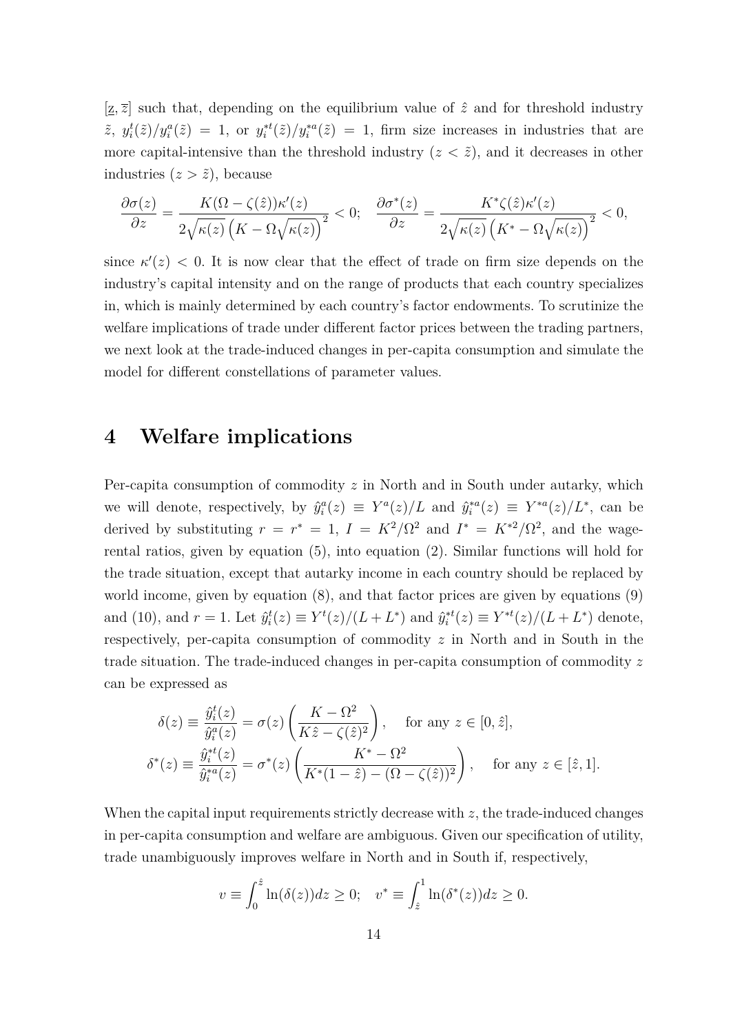$[\underline{z}, \overline{z}]$ such that, depending on the equilibrium value of $\hat{z}$ and for threshold industry $\tilde{z}$, $y_i^t(\tilde{z})/y_i^a(\tilde{z}) = 1$, or $y_i^{*t}(\tilde{z})/y_i^{*a}(\tilde{z}) = 1$, firm size increases in industries that are more capital-intensive than the threshold industry ($z < \tilde{z}$), and it decreases in other industries ($z > \tilde{z}$), because

$$\frac{\partial \sigma(z)}{\partial z} = \frac{K(\Omega - \zeta(\hat{z}))\kappa'(z)}{2\sqrt{\kappa(z)}\left(K - \Omega\sqrt{\kappa(z)}\right)^2} < 0; \quad \frac{\partial \sigma^*(z)}{\partial z} = \frac{K^*\zeta(\hat{z})\kappa'(z)}{2\sqrt{\kappa(z)}\left(K^* - \Omega\sqrt{\kappa(z)}\right)^2} < 0,$$

since $\kappa'(z) < 0$. It is now clear that the effect of trade on firm size depends on the industry's capital intensity and on the range of products that each country specializes in, which is mainly determined by each country's factor endowments. To scrutinize the welfare implications of trade under different factor prices between the trading partners, we next look at the trade-induced changes in per-capita consumption and simulate the model for different constellations of parameter values.

# 4 Welfare implications

Per-capita consumption of commodity $z$ in North and in South under autarky, which we will denote, respectively, by $\hat{y}_i^a(z) \equiv Y^a(z)/L$ and $\hat{y}_i^{*a}(z) \equiv Y^{*a}(z)/L^*$, can be derived by substituting $r = r^* = 1$, $I = K^2/\Omega^2$ and $I^* = K^{*2}/\Omega^2$, and the wage-rental ratios, given by equation (5), into equation (2). Similar functions will hold for the trade situation, except that autarky income in each country should be replaced by world income, given by equation (8), and that factor prices are given by equations (9) and (10), and $r = 1$. Let $\hat{y}_i^t(z) \equiv Y^t(z)/(L + L^*)$ and $\hat{y}_i^{*t}(z) \equiv Y^{*t}(z)/(L + L^*)$ denote, respectively, per-capita consumption of commodity $z$ in North and in South in the trade situation. The trade-induced changes in per-capita consumption of commodity $z$ can be expressed as

$$\delta(z) \equiv \frac{\hat{y}_i^t(z)}{\hat{y}_i^a(z)} = \sigma(z)\left(\frac{K - \Omega^2}{K\hat{z} - \zeta(\hat{z})^2}\right), \quad \text{for any } z \in [0, \hat{z}],$$

$$\delta^*(z) \equiv \frac{\hat{y}_i^{*t}(z)}{\hat{y}_i^{*a}(z)} = \sigma^*(z)\left(\frac{K^* - \Omega^2}{K^*(1 - \hat{z}) - (\Omega - \zeta(\hat{z}))^2}\right), \quad \text{for any } z \in [\hat{z}, 1].$$

When the capital input requirements strictly decrease with $z$, the trade-induced changes in per-capita consumption and welfare are ambiguous. Given our specification of utility, trade unambiguously improves welfare in North and in South if, respectively,

$$v \equiv \int_0^{\hat{z}} \ln(\delta(z))dz \geq 0; \quad v^* \equiv \int_{\hat{z}}^1 \ln(\delta^*(z))dz \geq 0.$$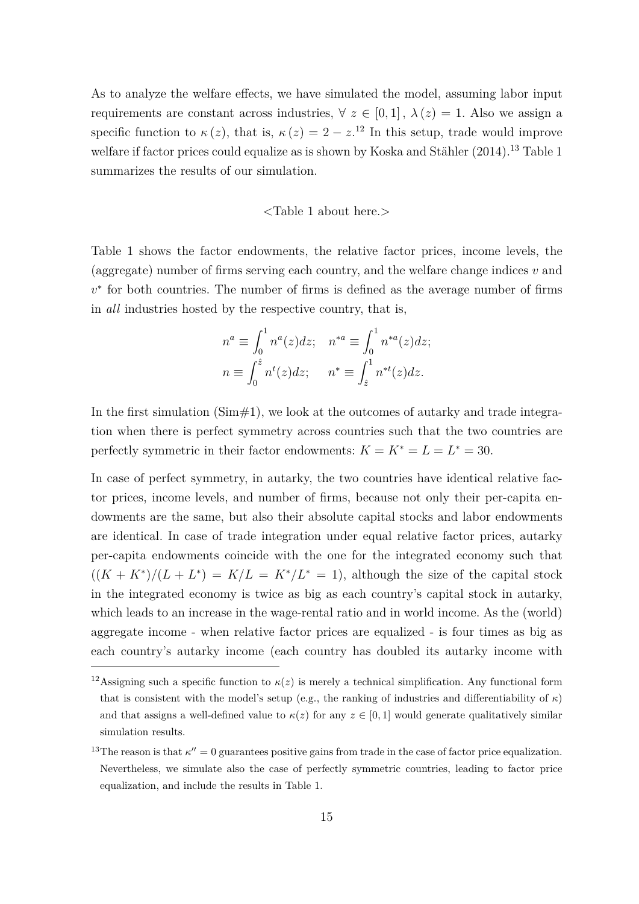As to analyze the welfare effects, we have simulated the model, assuming labor input requirements are constant across industries, $\forall\ z \in [0,1]\,,\ \lambda(z) = 1$. Also we assign a specific function to $\kappa(z)$, that is, $\kappa(z) = 2 - z$.[12] In this setup, trade would improve welfare if factor prices could equalize as is shown by Koska and Stähler (2014).[13] Table 1 summarizes the results of our simulation.

<Table 1 about here.>

Table 1 shows the factor endowments, the relative factor prices, income levels, the (aggregate) number of firms serving each country, and the welfare change indices $v$ and $v^*$ for both countries. The number of firms is defined as the average number of firms in *all* industries hosted by the respective country, that is,

$$n^a \equiv \int_0^1 n^a(z)dz; \quad n^{*a} \equiv \int_0^1 n^{*a}(z)dz;$$
$$n \equiv \int_0^{\hat{z}} n^t(z)dz; \quad\ \ n^* \equiv \int_{\hat{z}}^1 n^{*t}(z)dz.$$

In the first simulation (Sim#1), we look at the outcomes of autarky and trade integration when there is perfect symmetry across countries such that the two countries are perfectly symmetric in their factor endowments: $K = K^* = L = L^* = 30$.

In case of perfect symmetry, in autarky, the two countries have identical relative factor prices, income levels, and number of firms, because not only their per-capita endowments are the same, but also their absolute capital stocks and labor endowments are identical. In case of trade integration under equal relative factor prices, autarky per-capita endowments coincide with the one for the integrated economy such that $((K + K^*)/(L + L^*) = K/L = K^*/L^* = 1)$, although the size of the capital stock in the integrated economy is twice as big as each country's capital stock in autarky, which leads to an increase in the wage-rental ratio and in world income. As the (world) aggregate income - when relative factor prices are equalized - is four times as big as each country's autarky income (each country has doubled its autarky income with

[12] Assigning such a specific function to $\kappa(z)$ is merely a technical simplification. Any functional form that is consistent with the model's setup (e.g., the ranking of industries and differentiability of $\kappa$) and that assigns a well-defined value to $\kappa(z)$ for any $z \in [0,1]$ would generate qualitatively similar simulation results.

[13] The reason is that $\kappa'' = 0$ guarantees positive gains from trade in the case of factor price equalization. Nevertheless, we simulate also the case of perfectly symmetric countries, leading to factor price equalization, and include the results in Table 1.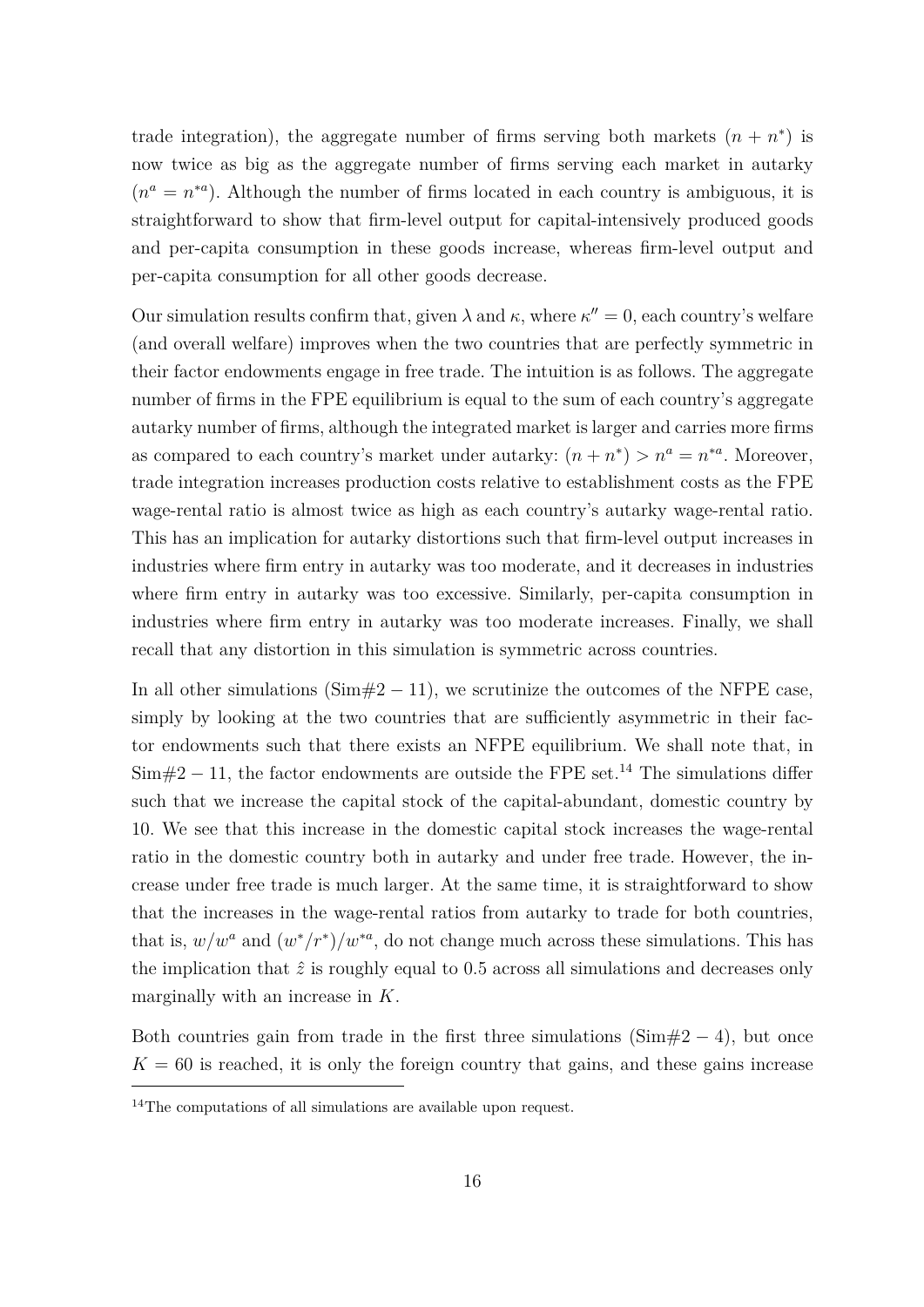trade integration), the aggregate number of firms serving both markets $(n + n^*)$ is now twice as big as the aggregate number of firms serving each market in autarky $(n^a = n^{*a})$. Although the number of firms located in each country is ambiguous, it is straightforward to show that firm-level output for capital-intensively produced goods and per-capita consumption in these goods increase, whereas firm-level output and per-capita consumption for all other goods decrease.

Our simulation results confirm that, given $\lambda$ and $\kappa$, where $\kappa'' = 0$, each country's welfare (and overall welfare) improves when the two countries that are perfectly symmetric in their factor endowments engage in free trade. The intuition is as follows. The aggregate number of firms in the FPE equilibrium is equal to the sum of each country's aggregate autarky number of firms, although the integrated market is larger and carries more firms as compared to each country's market under autarky: $(n + n^*) > n^a = n^{*a}$. Moreover, trade integration increases production costs relative to establishment costs as the FPE wage-rental ratio is almost twice as high as each country's autarky wage-rental ratio. This has an implication for autarky distortions such that firm-level output increases in industries where firm entry in autarky was too moderate, and it decreases in industries where firm entry in autarky was too excessive. Similarly, per-capita consumption in industries where firm entry in autarky was too moderate increases. Finally, we shall recall that any distortion in this simulation is symmetric across countries.

In all other simulations (Sim#$2 - 11$), we scrutinize the outcomes of the NFPE case, simply by looking at the two countries that are sufficiently asymmetric in their factor endowments such that there exists an NFPE equilibrium. We shall note that, in Sim#$2 - 11$, the factor endowments are outside the FPE set.[14] The simulations differ such that we increase the capital stock of the capital-abundant, domestic country by 10. We see that this increase in the domestic capital stock increases the wage-rental ratio in the domestic country both in autarky and under free trade. However, the increase under free trade is much larger. At the same time, it is straightforward to show that the increases in the wage-rental ratios from autarky to trade for both countries, that is, $w/w^a$ and $(w^*/r^*)/w^{*a}$, do not change much across these simulations. This has the implication that $\hat{z}$ is roughly equal to 0.5 across all simulations and decreases only marginally with an increase in $K$.

Both countries gain from trade in the first three simulations (Sim#$2 - 4$), but once $K = 60$ is reached, it is only the foreign country that gains, and these gains increase

[14] The computations of all simulations are available upon request.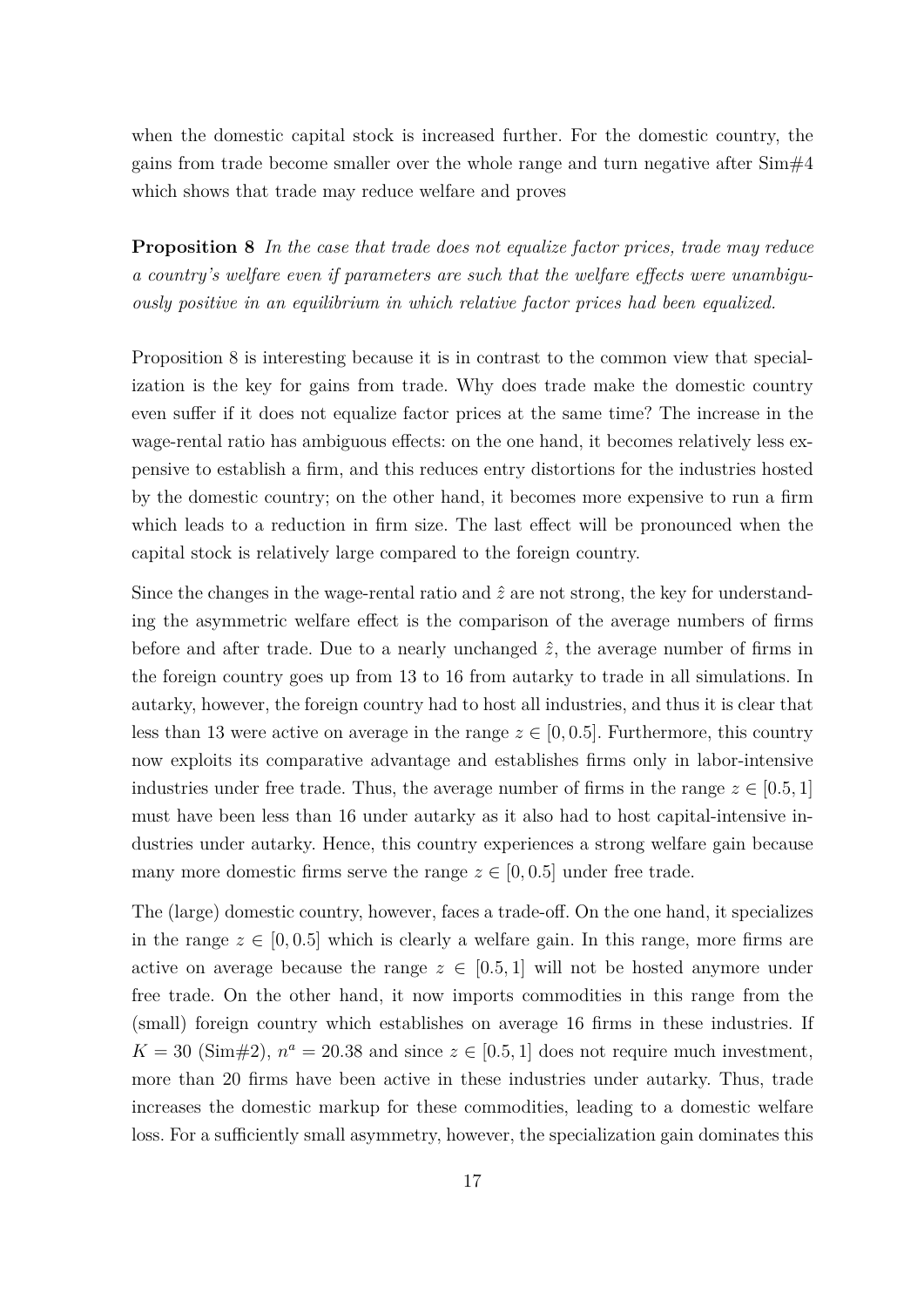when the domestic capital stock is increased further. For the domestic country, the gains from trade become smaller over the whole range and turn negative after Sim#4 which shows that trade may reduce welfare and proves

**Proposition 8** *In the case that trade does not equalize factor prices, trade may reduce a country's welfare even if parameters are such that the welfare effects were unambiguously positive in an equilibrium in which relative factor prices had been equalized.*

Proposition 8 is interesting because it is in contrast to the common view that specialization is the key for gains from trade. Why does trade make the domestic country even suffer if it does not equalize factor prices at the same time? The increase in the wage-rental ratio has ambiguous effects: on the one hand, it becomes relatively less expensive to establish a firm, and this reduces entry distortions for the industries hosted by the domestic country; on the other hand, it becomes more expensive to run a firm which leads to a reduction in firm size. The last effect will be pronounced when the capital stock is relatively large compared to the foreign country.

Since the changes in the wage-rental ratio and $\hat{z}$ are not strong, the key for understanding the asymmetric welfare effect is the comparison of the average numbers of firms before and after trade. Due to a nearly unchanged $\hat{z}$, the average number of firms in the foreign country goes up from 13 to 16 from autarky to trade in all simulations. In autarky, however, the foreign country had to host all industries, and thus it is clear that less than 13 were active on average in the range $z \in [0, 0.5]$. Furthermore, this country now exploits its comparative advantage and establishes firms only in labor-intensive industries under free trade. Thus, the average number of firms in the range $z \in [0.5, 1]$ must have been less than 16 under autarky as it also had to host capital-intensive industries under autarky. Hence, this country experiences a strong welfare gain because many more domestic firms serve the range $z \in [0, 0.5]$ under free trade.

The (large) domestic country, however, faces a trade-off. On the one hand, it specializes in the range $z \in [0, 0.5]$ which is clearly a welfare gain. In this range, more firms are active on average because the range $z \in [0.5, 1]$ will not be hosted anymore under free trade. On the other hand, it now imports commodities in this range from the (small) foreign country which establishes on average 16 firms in these industries. If $K = 30$ (Sim#2), $n^a = 20.38$ and since $z \in [0.5, 1]$ does not require much investment, more than 20 firms have been active in these industries under autarky. Thus, trade increases the domestic markup for these commodities, leading to a domestic welfare loss. For a sufficiently small asymmetry, however, the specialization gain dominates this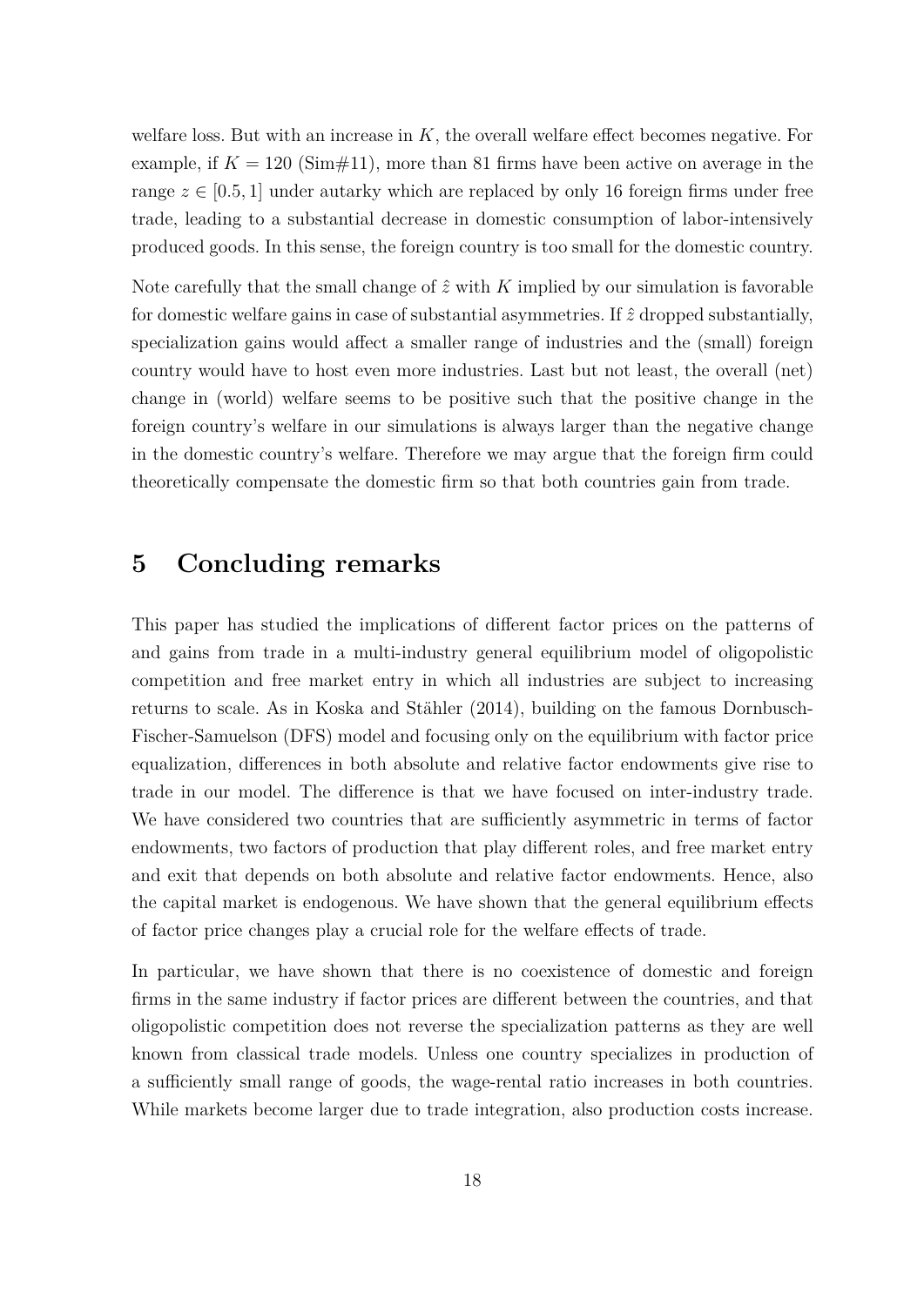welfare loss. But with an increase in $K$, the overall welfare effect becomes negative. For example, if $K = 120$ (Sim#11), more than 81 firms have been active on average in the range $z \in [0.5, 1]$ under autarky which are replaced by only 16 foreign firms under free trade, leading to a substantial decrease in domestic consumption of labor-intensively produced goods. In this sense, the foreign country is too small for the domestic country.

Note carefully that the small change of $\hat{z}$ with $K$ implied by our simulation is favorable for domestic welfare gains in case of substantial asymmetries. If $\hat{z}$ dropped substantially, specialization gains would affect a smaller range of industries and the (small) foreign country would have to host even more industries. Last but not least, the overall (net) change in (world) welfare seems to be positive such that the positive change in the foreign country's welfare in our simulations is always larger than the negative change in the domestic country's welfare. Therefore we may argue that the foreign firm could theoretically compensate the domestic firm so that both countries gain from trade.

# 5 Concluding remarks

This paper has studied the implications of different factor prices on the patterns of and gains from trade in a multi-industry general equilibrium model of oligopolistic competition and free market entry in which all industries are subject to increasing returns to scale. As in Koska and Stähler (2014), building on the famous Dornbusch-Fischer-Samuelson (DFS) model and focusing only on the equilibrium with factor price equalization, differences in both absolute and relative factor endowments give rise to trade in our model. The difference is that we have focused on inter-industry trade. We have considered two countries that are sufficiently asymmetric in terms of factor endowments, two factors of production that play different roles, and free market entry and exit that depends on both absolute and relative factor endowments. Hence, also the capital market is endogenous. We have shown that the general equilibrium effects of factor price changes play a crucial role for the welfare effects of trade.

In particular, we have shown that there is no coexistence of domestic and foreign firms in the same industry if factor prices are different between the countries, and that oligopolistic competition does not reverse the specialization patterns as they are well known from classical trade models. Unless one country specializes in production of a sufficiently small range of goods, the wage-rental ratio increases in both countries. While markets become larger due to trade integration, also production costs increase.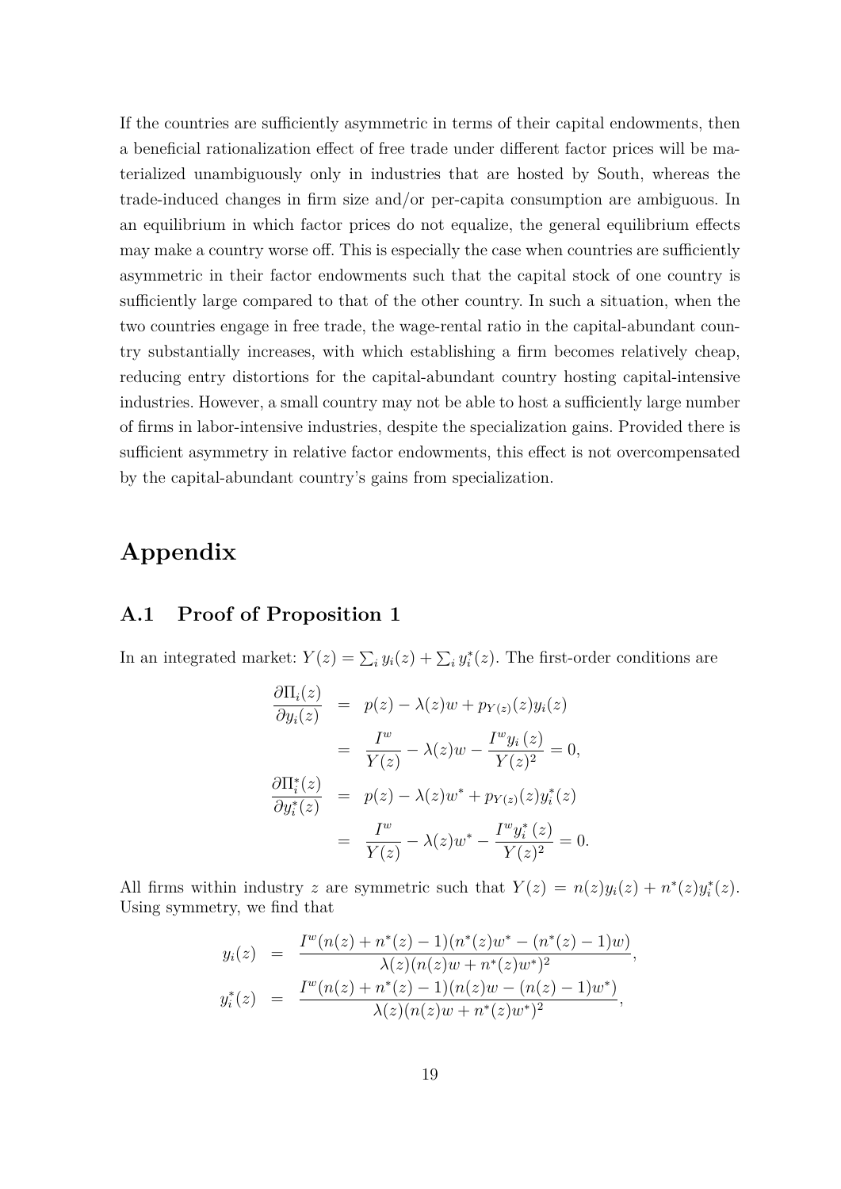If the countries are sufficiently asymmetric in terms of their capital endowments, then a beneficial rationalization effect of free trade under different factor prices will be materialized unambiguously only in industries that are hosted by South, whereas the trade-induced changes in firm size and/or per-capita consumption are ambiguous. In an equilibrium in which factor prices do not equalize, the general equilibrium effects may make a country worse off. This is especially the case when countries are sufficiently asymmetric in their factor endowments such that the capital stock of one country is sufficiently large compared to that of the other country. In such a situation, when the two countries engage in free trade, the wage-rental ratio in the capital-abundant country substantially increases, with which establishing a firm becomes relatively cheap, reducing entry distortions for the capital-abundant country hosting capital-intensive industries. However, a small country may not be able to host a sufficiently large number of firms in labor-intensive industries, despite the specialization gains. Provided there is sufficient asymmetry in relative factor endowments, this effect is not overcompensated by the capital-abundant country's gains from specialization.

# Appendix

## A.1 Proof of Proposition 1

In an integrated market: $Y(z) = \sum_i y_i(z) + \sum_i y_i^*(z)$. The first-order conditions are

$$
\begin{aligned}
\frac{\partial \Pi_i(z)}{\partial y_i(z)} &= p(z) - \lambda(z)w + p_{Y(z)}(z) y_i(z) \\
&= \frac{I^w}{Y(z)} - \lambda(z)w - \frac{I^w y_i(z)}{Y(z)^2} = 0, \\
\frac{\partial \Pi_i^*(z)}{\partial y_i^*(z)} &= p(z) - \lambda(z)w^* + p_{Y(z)}(z) y_i^*(z) \\
&= \frac{I^w}{Y(z)} - \lambda(z)w^* - \frac{I^w y_i^*(z)}{Y(z)^2} = 0.
\end{aligned}
$$

All firms within industry $z$ are symmetric such that $Y(z) = n(z)y_i(z) + n^*(z)y_i^*(z)$. Using symmetry, we find that

$$
\begin{aligned}
y_i(z) &= \frac{I^w(n(z) + n^*(z) - 1)(n^*(z)w^* - (n^*(z) - 1)w)}{\lambda(z)(n(z)w + n^*(z)w^*)^2}, \\
y_i^*(z) &= \frac{I^w(n(z) + n^*(z) - 1)(n(z)w - (n(z) - 1)w^*)}{\lambda(z)(n(z)w + n^*(z)w^*)^2},
\end{aligned}
$$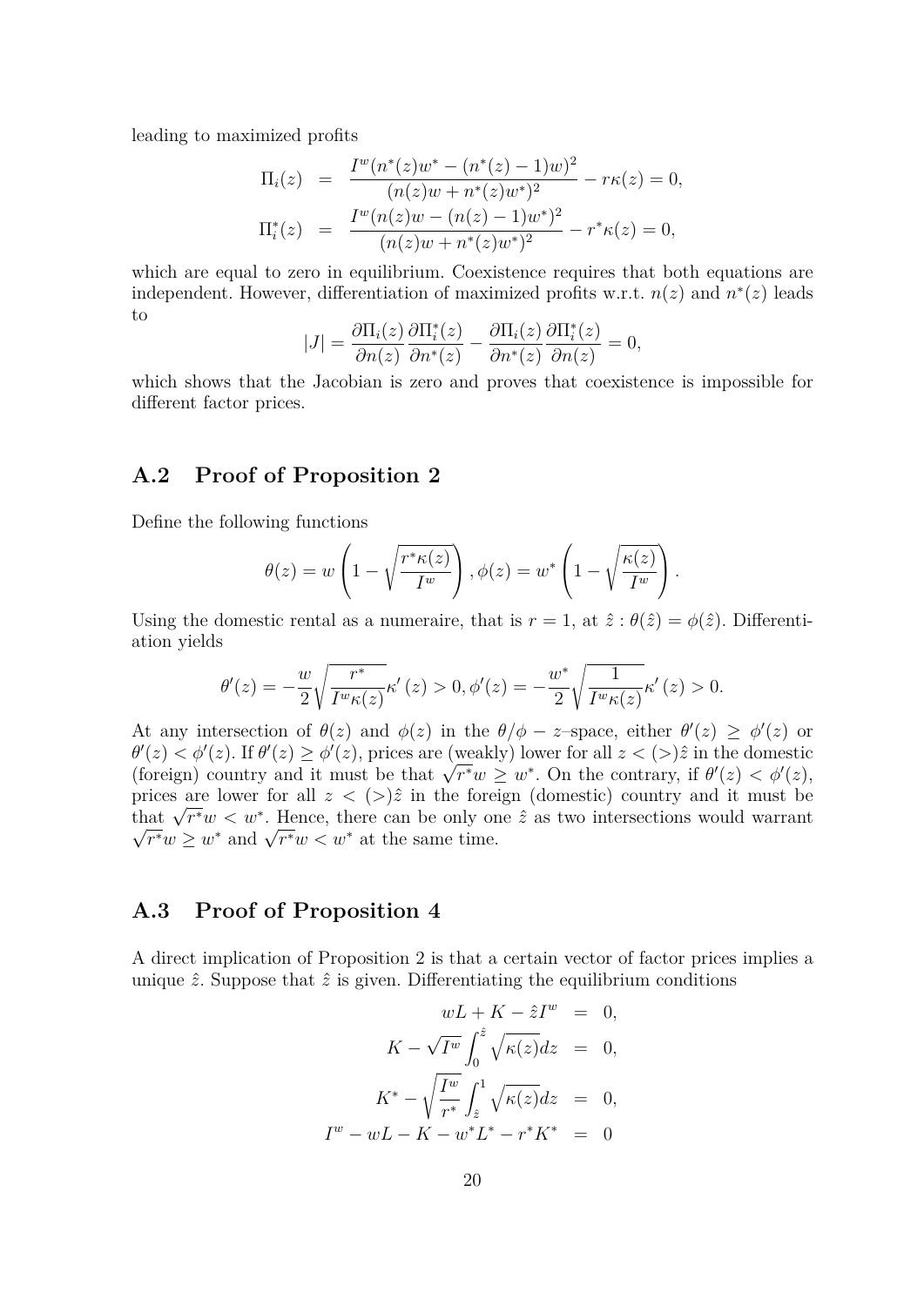leading to maximized profits

$$
\begin{aligned}
\Pi_i(z) &= \frac{I^w(n^*(z)w^* - (n^*(z)-1)w)^2}{(n(z)w + n^*(z)w^*)^2} - r\kappa(z) = 0, \\
\Pi_i^*(z) &= \frac{I^w(n(z)w - (n(z)-1)w^*)^2}{(n(z)w + n^*(z)w^*)^2} - r^*\kappa(z) = 0,
\end{aligned}
$$

which are equal to zero in equilibrium. Coexistence requires that both equations are independent. However, differentiation of maximized profits w.r.t. $n(z)$ and $n^*(z)$ leads to

$$
|J| = \frac{\partial \Pi_i(z)}{\partial n(z)} \frac{\partial \Pi_i^*(z)}{\partial n^*(z)} - \frac{\partial \Pi_i(z)}{\partial n^*(z)} \frac{\partial \Pi_i^*(z)}{\partial n(z)} = 0,
$$

which shows that the Jacobian is zero and proves that coexistence is impossible for different factor prices.

## A.2 Proof of Proposition 2

Define the following functions

$$
\theta(z) = w\left(1 - \sqrt{\frac{r^*\kappa(z)}{I^w}}\right), \phi(z) = w^*\left(1 - \sqrt{\frac{\kappa(z)}{I^w}}\right).
$$

Using the domestic rental as a numeraire, that is $r = 1$, at $\hat{z} : \theta(\hat{z}) = \phi(\hat{z})$. Differentiation yields

$$
\theta'(z) = -\frac{w}{2}\sqrt{\frac{r^*}{I^w\kappa(z)}}\kappa'(z) > 0, \phi'(z) = -\frac{w^*}{2}\sqrt{\frac{1}{I^w\kappa(z)}}\kappa'(z) > 0.
$$

At any intersection of $\theta(z)$ and $\phi(z)$ in the $\theta/\phi - z$–space, either $\theta'(z) \geq \phi'(z)$ or $\theta'(z) < \phi'(z)$. If $\theta'(z) \geq \phi'(z)$, prices are (weakly) lower for all $z < (>)\hat{z}$ in the domestic (foreign) country and it must be that $\sqrt{r^*}w \geq w^*$. On the contrary, if $\theta'(z) < \phi'(z)$, prices are lower for all $z < (>)\hat{z}$ in the foreign (domestic) country and it must be that $\sqrt{r^*}w < w^*$. Hence, there can be only one $\hat{z}$ as two intersections would warrant $\sqrt{r^*}w \geq w^*$ and $\sqrt{r^*}w < w^*$ at the same time.

## A.3 Proof of Proposition 4

A direct implication of Proposition 2 is that a certain vector of factor prices implies a unique $\hat{z}$. Suppose that $\hat{z}$ is given. Differentiating the equilibrium conditions

$$
\begin{aligned}
wL + K - \hat{z}I^w &= 0, \\
K - \sqrt{I^w}\int_0^{\hat{z}} \sqrt{\kappa(z)}dz &= 0, \\
K^* - \sqrt{\frac{I^w}{r^*}}\int_{\hat{z}}^1 \sqrt{\kappa(z)}dz &= 0, \\
I^w - wL - K - w^*L^* - r^*K^* &= 0
\end{aligned}
$$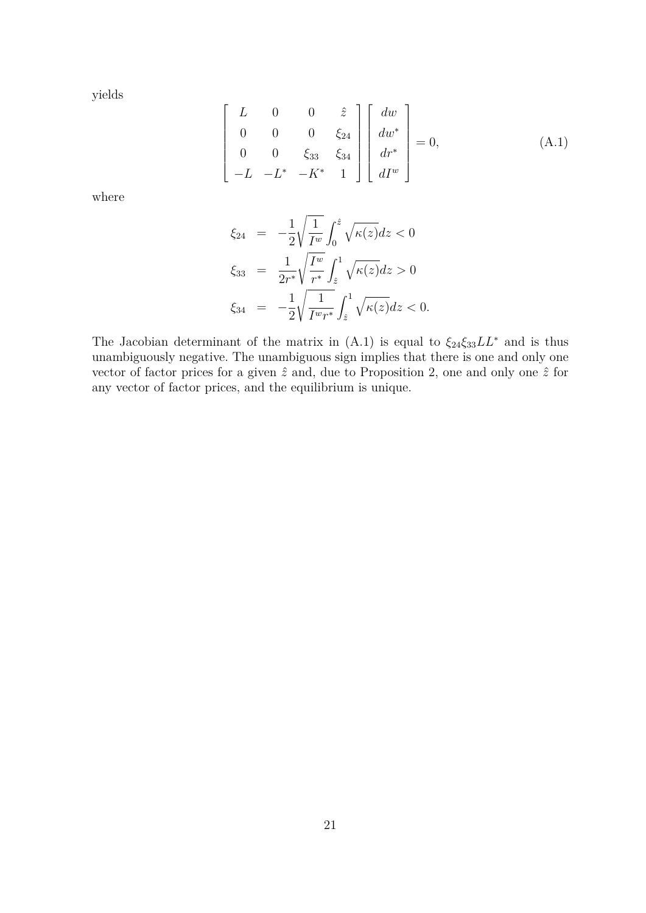yields

$$
\begin{bmatrix} L & 0 & 0 & \hat{z} \\ 0 & 0 & 0 & \xi_{24} \\ 0 & 0 & \xi_{33} & \xi_{34} \\ -L & -L^* & -K^* & 1 \end{bmatrix} \begin{bmatrix} dw \\ dw^* \\ dr^* \\ dI^w \end{bmatrix} = 0, \tag{A.1}
$$

where

$$
\begin{aligned}
\xi_{24} &= -\frac{1}{2}\sqrt{\frac{1}{I^w}} \int_0^{\hat{z}} \sqrt{\kappa(z)} dz < 0 \\
\xi_{33} &= \frac{1}{2r^*}\sqrt{\frac{I^w}{r^*}} \int_{\hat{z}}^1 \sqrt{\kappa(z)} dz > 0 \\
\xi_{34} &= -\frac{1}{2}\sqrt{\frac{1}{I^w r^*}} \int_{\hat{z}}^1 \sqrt{\kappa(z)} dz < 0.
\end{aligned}
$$

The Jacobian determinant of the matrix in (A.1) is equal to $\xi_{24}\xi_{33}LL^*$ and is thus unambiguously negative. The unambiguous sign implies that there is one and only one vector of factor prices for a given $\hat{z}$ and, due to Proposition 2, one and only one $\hat{z}$ for any vector of factor prices, and the equilibrium is unique.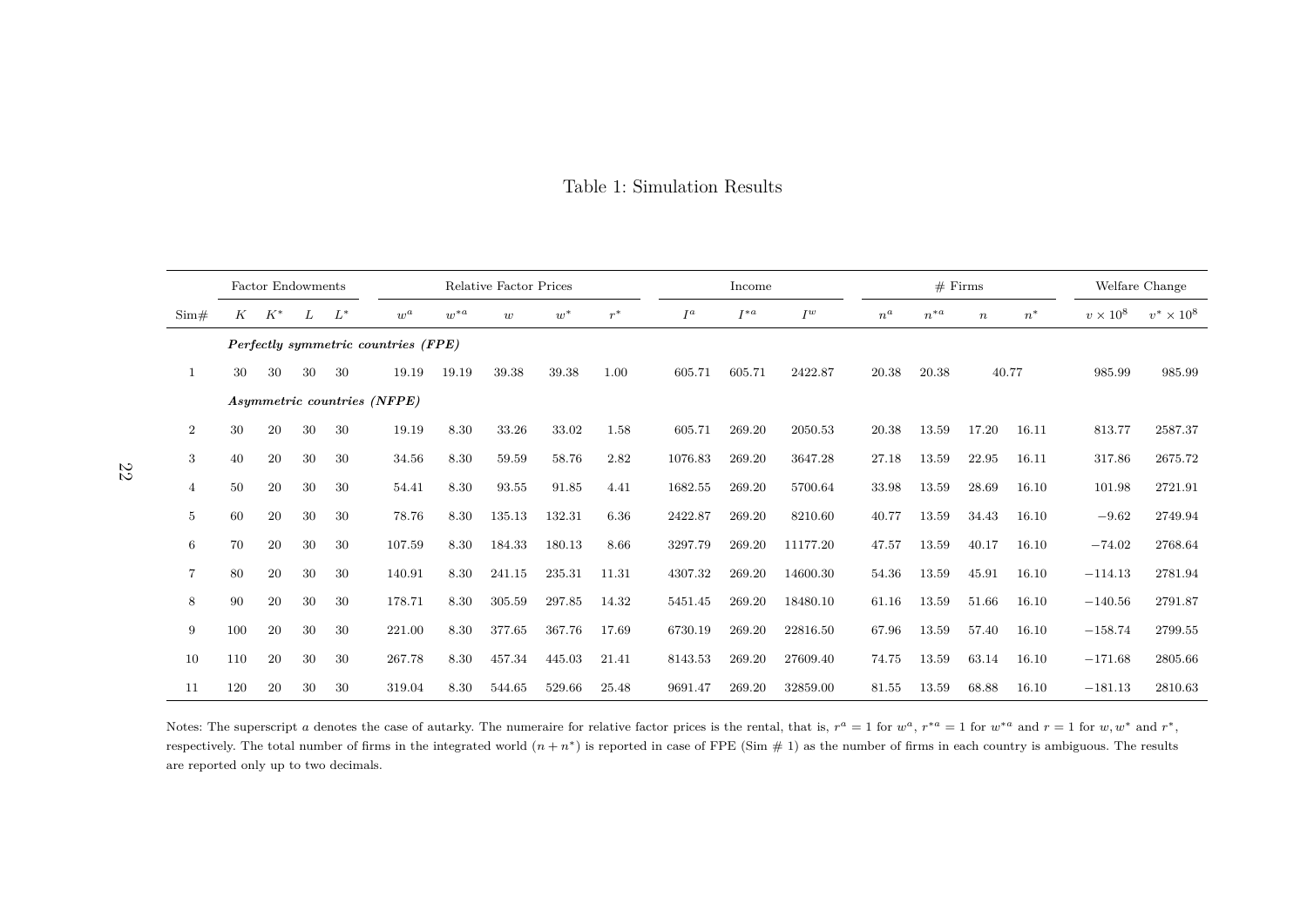Table 1: Simulation Results

| | Factor Endowments | | | | Relative Factor Prices | | | | | Income | | | # Firms | | | | Welfare Change | |
|---|---|---|---|---|---|---|---|---|---|---|---|---|---|---|---|---|---|---|
| Sim# | $K$ | $K^*$ | $L$ | $L^*$ | $w^a$ | $w^{*a}$ | $w$ | $w^*$ | $r^*$ | $I^a$ | $I^{*a}$ | $I^w$ | $n^a$ | $n^{*a}$ | $n$ | $n^*$ | $v \times 10^8$ | $v^* \times 10^8$ |
| ***Perfectly symmetric countries (FPE)*** | | | | | | | | | | | | | | | | | | |
| 1 | 30 | 30 | 30 | 30 | 19.19 | 19.19 | 39.38 | 39.38 | 1.00 | 605.71 | 605.71 | 2422.87 | 20.38 | 20.38 | 40.77 | | 985.99 | 985.99 |
| ***Asymmetric countries (NFPE)*** | | | | | | | | | | | | | | | | | | |
| 2 | 30 | 20 | 30 | 30 | 19.19 | 8.30 | 33.26 | 33.02 | 1.58 | 605.71 | 269.20 | 2050.53 | 20.38 | 13.59 | 17.20 | 16.11 | 813.77 | 2587.37 |
| 3 | 40 | 20 | 30 | 30 | 34.56 | 8.30 | 59.59 | 58.76 | 2.82 | 1076.83 | 269.20 | 3647.28 | 27.18 | 13.59 | 22.95 | 16.11 | 317.86 | 2675.72 |
| 4 | 50 | 20 | 30 | 30 | 54.41 | 8.30 | 93.55 | 91.85 | 4.41 | 1682.55 | 269.20 | 5700.64 | 33.98 | 13.59 | 28.69 | 16.10 | 101.98 | 2721.91 |
| 5 | 60 | 20 | 30 | 30 | 78.76 | 8.30 | 135.13 | 132.31 | 6.36 | 2422.87 | 269.20 | 8210.60 | 40.77 | 13.59 | 34.43 | 16.10 | −9.62 | 2749.94 |
| 6 | 70 | 20 | 30 | 30 | 107.59 | 8.30 | 184.33 | 180.13 | 8.66 | 3297.79 | 269.20 | 11177.20 | 47.57 | 13.59 | 40.17 | 16.10 | −74.02 | 2768.64 |
| 7 | 80 | 20 | 30 | 30 | 140.91 | 8.30 | 241.15 | 235.31 | 11.31 | 4307.32 | 269.20 | 14600.30 | 54.36 | 13.59 | 45.91 | 16.10 | −114.13 | 2781.94 |
| 8 | 90 | 20 | 30 | 30 | 178.71 | 8.30 | 305.59 | 297.85 | 14.32 | 5451.45 | 269.20 | 18480.10 | 61.16 | 13.59 | 51.66 | 16.10 | −140.56 | 2791.87 |
| 9 | 100 | 20 | 30 | 30 | 221.00 | 8.30 | 377.65 | 367.76 | 17.69 | 6730.19 | 269.20 | 22816.50 | 67.96 | 13.59 | 57.40 | 16.10 | −158.74 | 2799.55 |
| 10 | 110 | 20 | 30 | 30 | 267.78 | 8.30 | 457.34 | 445.03 | 21.41 | 8143.53 | 269.20 | 27609.40 | 74.75 | 13.59 | 63.14 | 16.10 | −171.68 | 2805.66 |
| 11 | 120 | 20 | 30 | 30 | 319.04 | 8.30 | 544.65 | 529.66 | 25.48 | 9691.47 | 269.20 | 32859.00 | 81.55 | 13.59 | 68.88 | 16.10 | −181.13 | 2810.63 |

Notes: The superscript $a$ denotes the case of autarky. The numeraire for relative factor prices is the rental, that is, $r^a = 1$ for $w^a$, $r^{*a} = 1$ for $w^{*a}$ and $r = 1$ for $w, w^*$ and $r^*$, respectively. The total number of firms in the integrated world $(n + n^*)$ is reported in case of FPE (Sim # 1) as the number of firms in each country is ambiguous. The results are reported only up to two decimals.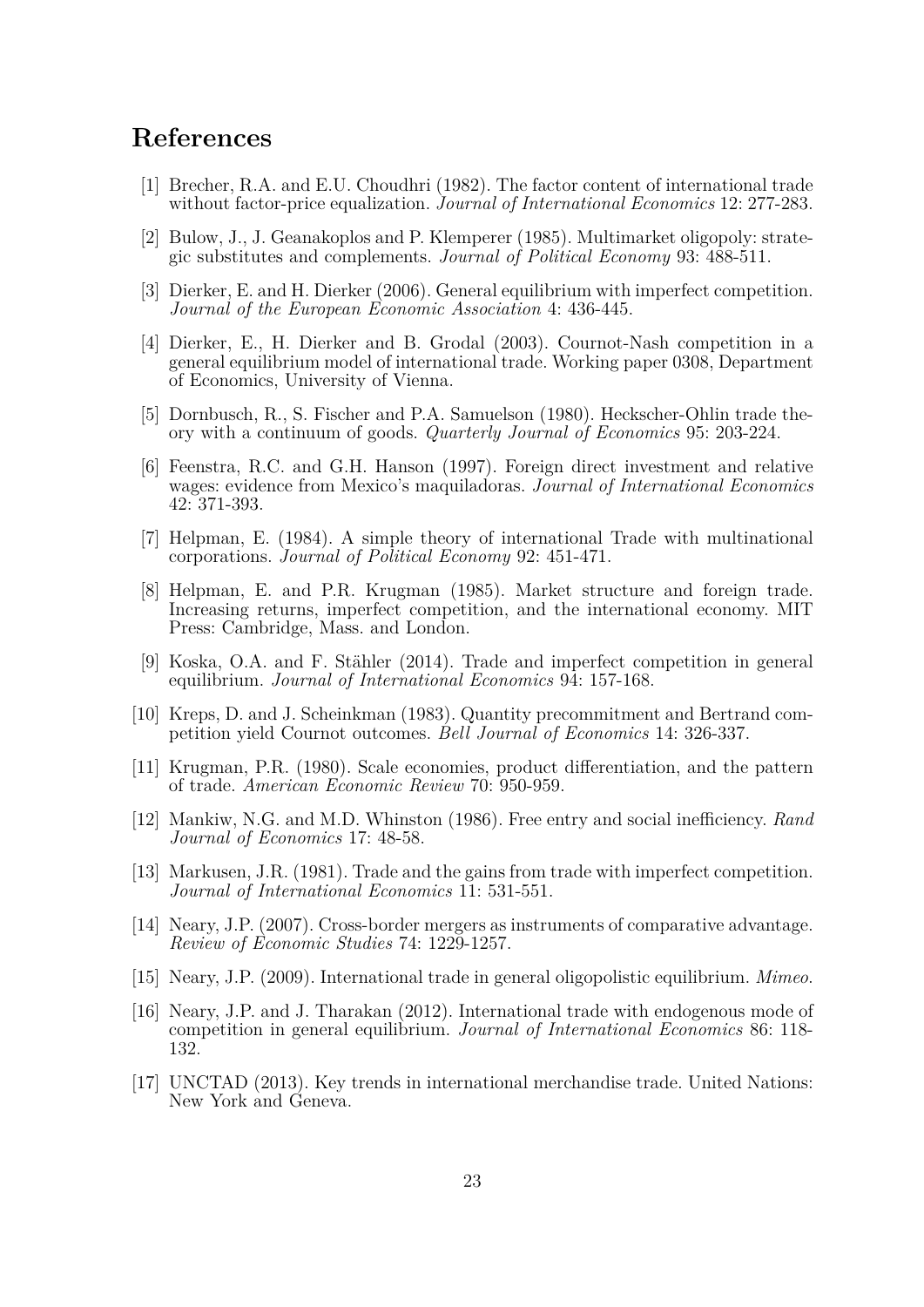# References

[1] Brecher, R.A. and E.U. Choudhri (1982). The factor content of international trade without factor-price equalization. *Journal of International Economics* 12: 277-283.

[2] Bulow, J., J. Geanakoplos and P. Klemperer (1985). Multimarket oligopoly: strategic substitutes and complements. *Journal of Political Economy* 93: 488-511.

[3] Dierker, E. and H. Dierker (2006). General equilibrium with imperfect competition. *Journal of the European Economic Association* 4: 436-445.

[4] Dierker, E., H. Dierker and B. Grodal (2003). Cournot-Nash competition in a general equilibrium model of international trade. Working paper 0308, Department of Economics, University of Vienna.

[5] Dornbusch, R., S. Fischer and P.A. Samuelson (1980). Heckscher-Ohlin trade theory with a continuum of goods. *Quarterly Journal of Economics* 95: 203-224.

[6] Feenstra, R.C. and G.H. Hanson (1997). Foreign direct investment and relative wages: evidence from Mexico's maquiladoras. *Journal of International Economics* 42: 371-393.

[7] Helpman, E. (1984). A simple theory of international Trade with multinational corporations. *Journal of Political Economy* 92: 451-471.

[8] Helpman, E. and P.R. Krugman (1985). Market structure and foreign trade. Increasing returns, imperfect competition, and the international economy. MIT Press: Cambridge, Mass. and London.

[9] Koska, O.A. and F. Stähler (2014). Trade and imperfect competition in general equilibrium. *Journal of International Economics* 94: 157-168.

[10] Kreps, D. and J. Scheinkman (1983). Quantity precommitment and Bertrand competition yield Cournot outcomes. *Bell Journal of Economics* 14: 326-337.

[11] Krugman, P.R. (1980). Scale economies, product differentiation, and the pattern of trade. *American Economic Review* 70: 950-959.

[12] Mankiw, N.G. and M.D. Whinston (1986). Free entry and social inefficiency. *Rand Journal of Economics* 17: 48-58.

[13] Markusen, J.R. (1981). Trade and the gains from trade with imperfect competition. *Journal of International Economics* 11: 531-551.

[14] Neary, J.P. (2007). Cross-border mergers as instruments of comparative advantage. *Review of Economic Studies* 74: 1229-1257.

[15] Neary, J.P. (2009). International trade in general oligopolistic equilibrium. *Mimeo*.

[16] Neary, J.P. and J. Tharakan (2012). International trade with endogenous mode of competition in general equilibrium. *Journal of International Economics* 86: 118-132.

[17] UNCTAD (2013). Key trends in international merchandise trade. United Nations: New York and Geneva.